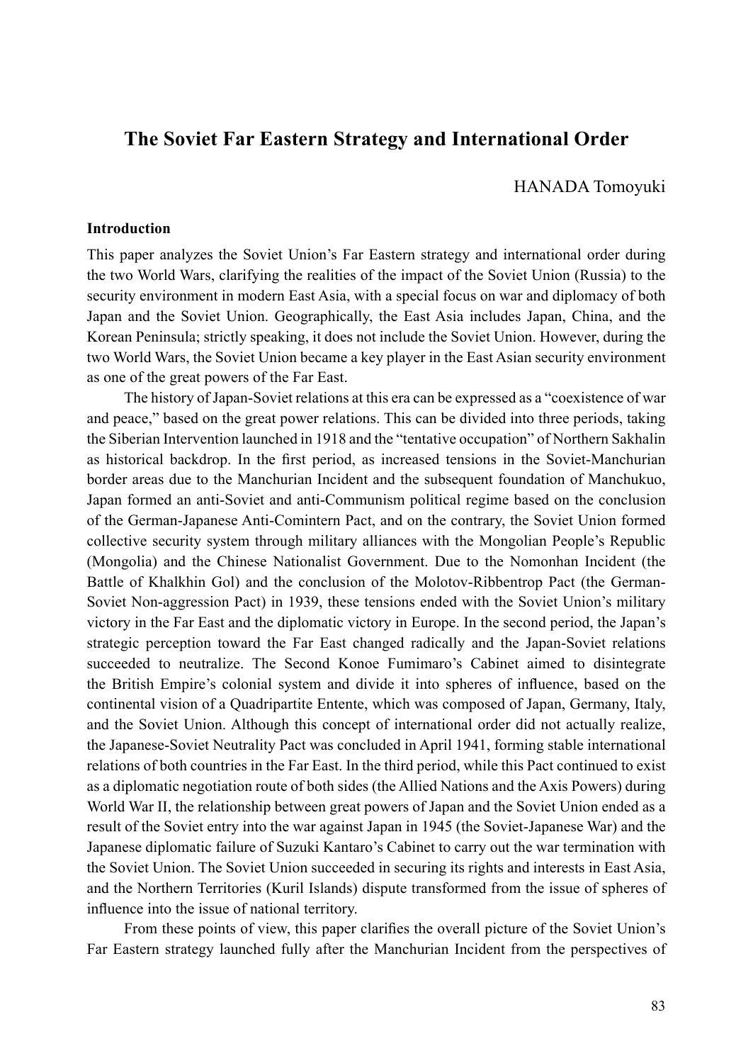# The Soviet Far Eastern Strategy and International Order

HANADA Tomoyuki

### Introduction

This paper analyzes the Soviet Union's Far Eastern strategy and international order during the two World Wars, clarifying the realities of the impact of the Soviet Union (Russia) to the security environment in modern East Asia, with a special focus on war and diplomacy of both Japan and the Soviet Union. Geographically, the East Asia includes Japan, China, and the Korean Peninsula; strictly speaking, it does not include the Soviet Union. However, during the two World Wars, the Soviet Union became a key player in the East Asian security environment as one of the great powers of the Far East.

The history of Japan-Soviet relations at this era can be expressed as a "coexistence of war and peace," based on the great power relations. This can be divided into three periods, taking the Siberian Intervention launched in 1918 and the "tentative occupation" of Northern Sakhalin as historical backdrop. In the first period, as increased tensions in the Soviet-Manchurian border areas due to the Manchurian Incident and the subsequent foundation of Manchukuo, Japan formed an anti-Soviet and anti-Communism political regime based on the conclusion of the German-Japanese Anti-Comintern Pact, and on the contrary, the Soviet Union formed collective security system through military alliances with the Mongolian People's Republic (Mongolia) and the Chinese Nationalist Government. Due to the Nomonhan Incident (the Battle of Khalkhin Gol) and the conclusion of the Molotov-Ribbentrop Pact (the German-Soviet Non-aggression Pact) in 1939, these tensions ended with the Soviet Union's military victory in the Far East and the diplomatic victory in Europe. In the second period, the Japan's strategic perception toward the Far East changed radically and the Japan-Soviet relations succeeded to neutralize. The Second Konoe Fumimaro's Cabinet aimed to disintegrate the British Empire's colonial system and divide it into spheres of influence, based on the continental vision of a Quadripartite Entente, which was composed of Japan, Germany, Italy, and the Soviet Union. Although this concept of international order did not actually realize, the Japanese-Soviet Neutrality Pact was concluded in April 1941, forming stable international relations of both countries in the Far East. In the third period, while this Pact continued to exist as a diplomatic negotiation route of both sides (the Allied Nations and the Axis Powers) during World War II, the relationship between great powers of Japan and the Soviet Union ended as a result of the Soviet entry into the war against Japan in 1945 (the Soviet-Japanese War) and the Japanese diplomatic failure of Suzuki Kantaro's Cabinet to carry out the war termination with the Soviet Union. The Soviet Union succeeded in securing its rights and interests in East Asia, and the Northern Territories (Kuril Islands) dispute transformed from the issue of spheres of influence into the issue of national territory.

From these points of view, this paper clarifies the overall picture of the Soviet Union's Far Eastern strategy launched fully after the Manchurian Incident from the perspectives of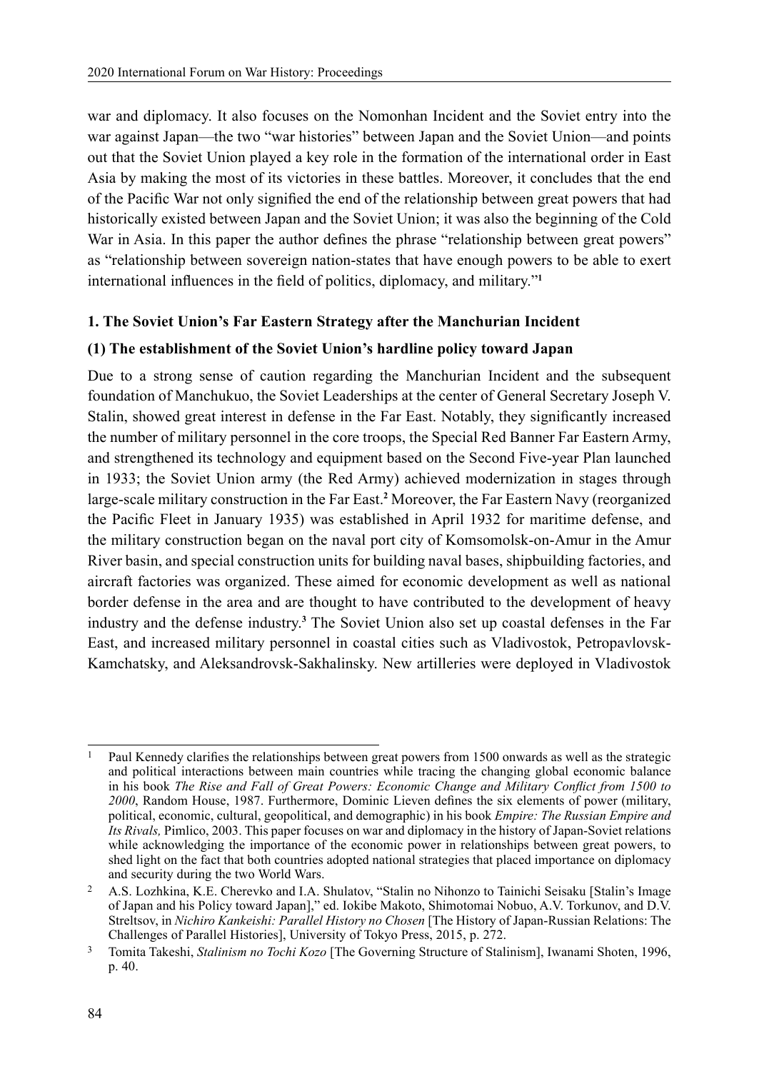war and diplomacy. It also focuses on the Nomonhan Incident and the Soviet entry into the war against Japan—the two "war histories" between Japan and the Soviet Union—and points out that the Soviet Union played a key role in the formation of the international order in East Asia by making the most of its victories in these battles. Moreover, it concludes that the end of the Pacific War not only signified the end of the relationship between great powers that had historically existed between Japan and the Soviet Union; it was also the beginning of the Cold War in Asia. In this paper the author defines the phrase "relationship between great powers" as "relationship between sovereign nation-states that have enough powers to be able to exert international influences in the field of politics, diplomacy, and military."[1]

### 1. The Soviet Union's Far Eastern Strategy after the Manchurian Incident

#### (1) The establishment of the Soviet Union's hardline policy toward Japan

Due to a strong sense of caution regarding the Manchurian Incident and the subsequent foundation of Manchukuo, the Soviet Leaderships at the center of General Secretary Joseph V. Stalin, showed great interest in defense in the Far East. Notably, they significantly increased the number of military personnel in the core troops, the Special Red Banner Far Eastern Army, and strengthened its technology and equipment based on the Second Five-year Plan launched in 1933; the Soviet Union army (the Red Army) achieved modernization in stages through large-scale military construction in the Far East.[2] Moreover, the Far Eastern Navy (reorganized the Pacific Fleet in January 1935) was established in April 1932 for maritime defense, and the military construction began on the naval port city of Komsomolsk-on-Amur in the Amur River basin, and special construction units for building naval bases, shipbuilding factories, and aircraft factories was organized. These aimed for economic development as well as national border defense in the area and are thought to have contributed to the development of heavy industry and the defense industry.[3] The Soviet Union also set up coastal defenses in the Far East, and increased military personnel in coastal cities such as Vladivostok, Petropavlovsk-Kamchatsky, and Aleksandrovsk-Sakhalinsky. New artilleries were deployed in Vladivostok

---

[1] Paul Kennedy clarifies the relationships between great powers from 1500 onwards as well as the strategic and political interactions between main countries while tracing the changing global economic balance in his book *The Rise and Fall of Great Powers: Economic Change and Military Conflict from 1500 to 2000*, Random House, 1987. Furthermore, Dominic Lieven defines the six elements of power (military, political, economic, cultural, geopolitical, and demographic) in his book *Empire: The Russian Empire and Its Rivals,* Pimlico, 2003. This paper focuses on war and diplomacy in the history of Japan-Soviet relations while acknowledging the importance of the economic power in relationships between great powers, to shed light on the fact that both countries adopted national strategies that placed importance on diplomacy and security during the two World Wars.

[2] A.S. Lozhkina, K.E. Cherevko and I.A. Shulatov, "Stalin no Nihonzo to Tainichi Seisaku [Stalin's Image of Japan and his Policy toward Japan]," ed. Iokibe Makoto, Shimotomai Nobuo, A.V. Torkunov, and D.V. Streltsov, in *Nichiro Kankeishi: Parallel History no Chosen* [The History of Japan-Russian Relations: The Challenges of Parallel Histories], University of Tokyo Press, 2015, p. 272.

[3] Tomita Takeshi, *Stalinism no Tochi Kozo* [The Governing Structure of Stalinism], Iwanami Shoten, 1996, p. 40.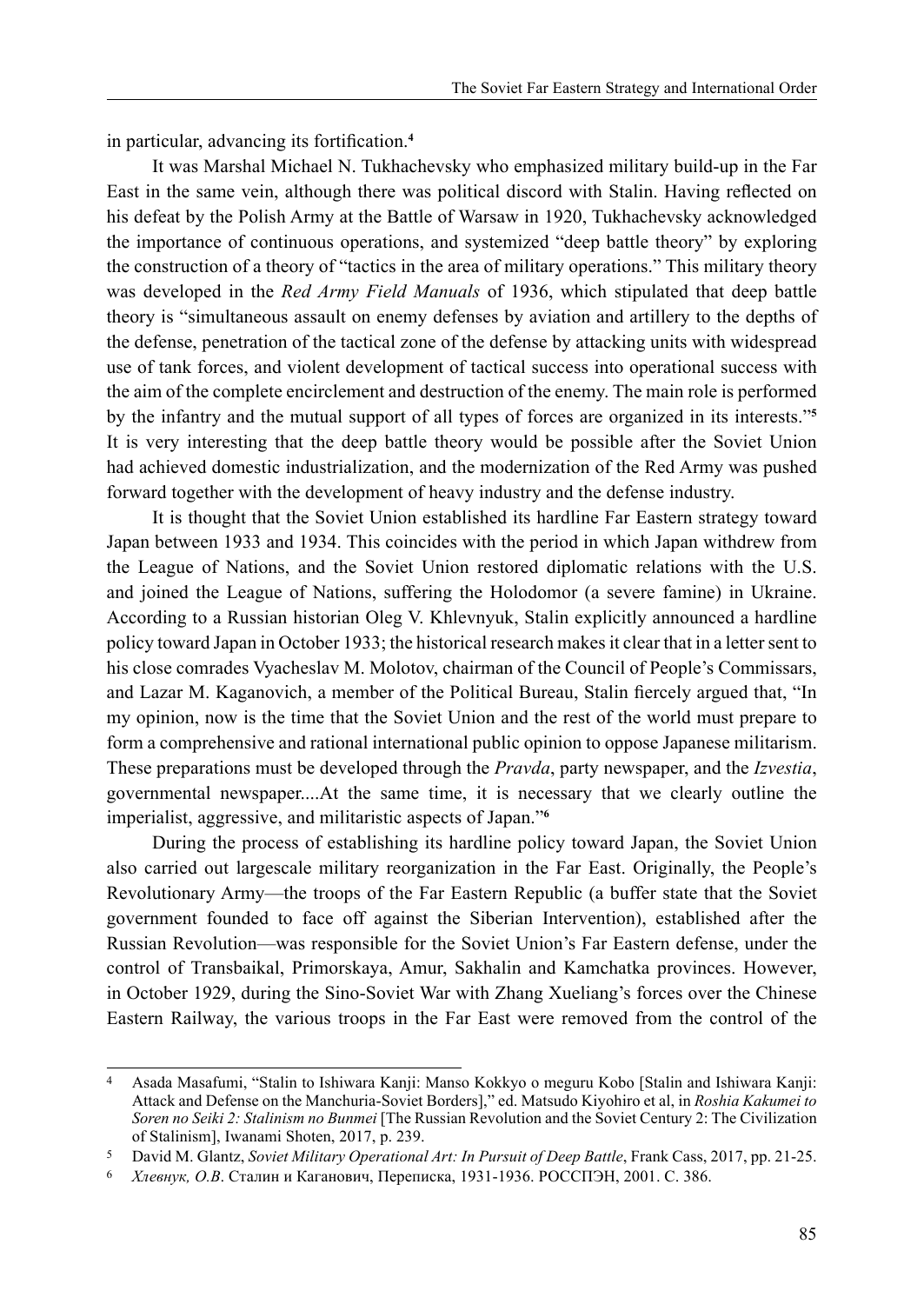in particular, advancing its fortification.[4]

It was Marshal Michael N. Tukhachevsky who emphasized military build-up in the Far East in the same vein, although there was political discord with Stalin. Having reflected on his defeat by the Polish Army at the Battle of Warsaw in 1920, Tukhachevsky acknowledged the importance of continuous operations, and systemized "deep battle theory" by exploring the construction of a theory of "tactics in the area of military operations." This military theory was developed in the *Red Army Field Manuals* of 1936, which stipulated that deep battle theory is "simultaneous assault on enemy defenses by aviation and artillery to the depths of the defense, penetration of the tactical zone of the defense by attacking units with widespread use of tank forces, and violent development of tactical success into operational success with the aim of the complete encirclement and destruction of the enemy. The main role is performed by the infantry and the mutual support of all types of forces are organized in its interests."[5] It is very interesting that the deep battle theory would be possible after the Soviet Union had achieved domestic industrialization, and the modernization of the Red Army was pushed forward together with the development of heavy industry and the defense industry.

It is thought that the Soviet Union established its hardline Far Eastern strategy toward Japan between 1933 and 1934. This coincides with the period in which Japan withdrew from the League of Nations, and the Soviet Union restored diplomatic relations with the U.S. and joined the League of Nations, suffering the Holodomor (a severe famine) in Ukraine. According to a Russian historian Oleg V. Khlevnyuk, Stalin explicitly announced a hardline policy toward Japan in October 1933; the historical research makes it clear that in a letter sent to his close comrades Vyacheslav M. Molotov, chairman of the Council of People's Commissars, and Lazar M. Kaganovich, a member of the Political Bureau, Stalin fiercely argued that, "In my opinion, now is the time that the Soviet Union and the rest of the world must prepare to form a comprehensive and rational international public opinion to oppose Japanese militarism. These preparations must be developed through the *Pravda*, party newspaper, and the *Izvestia*, governmental newspaper....At the same time, it is necessary that we clearly outline the imperialist, aggressive, and militaristic aspects of Japan."[6]

During the process of establishing its hardline policy toward Japan, the Soviet Union also carried out largescale military reorganization in the Far East. Originally, the People's Revolutionary Army—the troops of the Far Eastern Republic (a buffer state that the Soviet government founded to face off against the Siberian Intervention), established after the Russian Revolution—was responsible for the Soviet Union's Far Eastern defense, under the control of Transbaikal, Primorskaya, Amur, Sakhalin and Kamchatka provinces. However, in October 1929, during the Sino-Soviet War with Zhang Xueliang's forces over the Chinese Eastern Railway, the various troops in the Far East were removed from the control of the

---

[4] Asada Masafumi, "Stalin to Ishiwara Kanji: Manso Kokkyo o meguru Kobo [Stalin and Ishiwara Kanji: Attack and Defense on the Manchuria-Soviet Borders]," ed. Matsudo Kiyohiro et al, in *Roshia Kakumei to Soren no Seiki 2: Stalinism no Bunmei* [The Russian Revolution and the Soviet Century 2: The Civilization of Stalinism], Iwanami Shoten, 2017, p. 239.

[5] David M. Glantz, *Soviet Military Operational Art: In Pursuit of Deep Battle*, Frank Cass, 2017, pp. 21-25.

[6] *Хлевнук, О.В*. Сталин и Каганович, Переписка, 1931-1936. РОССПЭН, 2001. С. 386.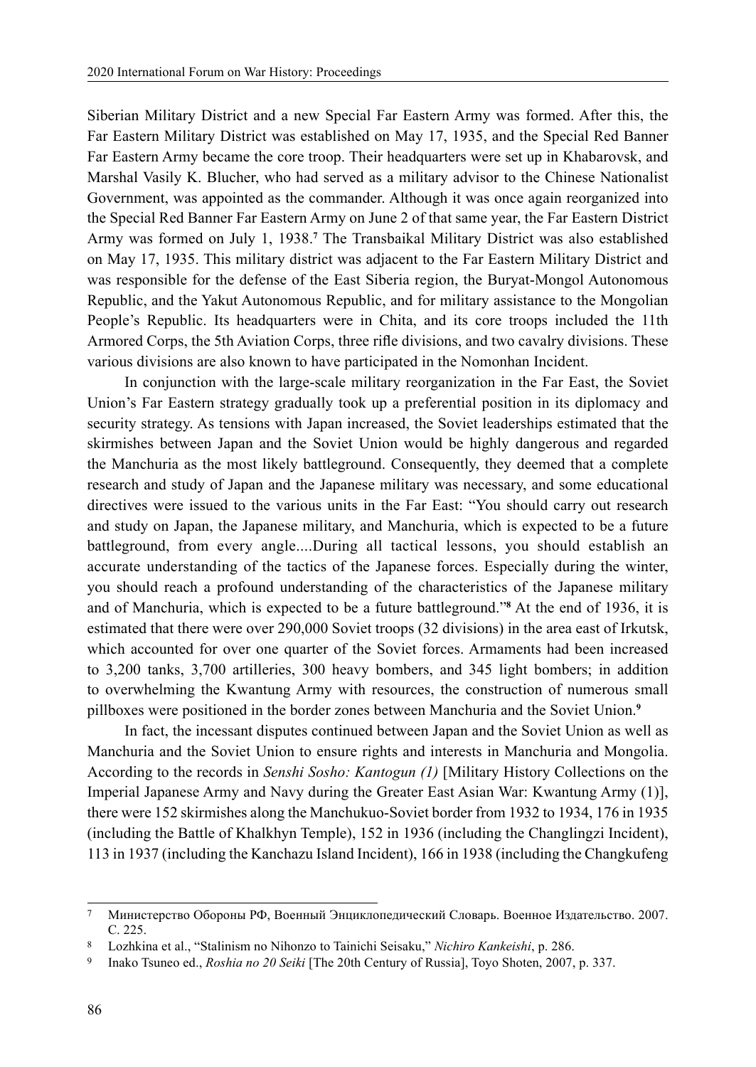Siberian Military District and a new Special Far Eastern Army was formed. After this, the Far Eastern Military District was established on May 17, 1935, and the Special Red Banner Far Eastern Army became the core troop. Their headquarters were set up in Khabarovsk, and Marshal Vasily K. Blucher, who had served as a military advisor to the Chinese Nationalist Government, was appointed as the commander. Although it was once again reorganized into the Special Red Banner Far Eastern Army on June 2 of that same year, the Far Eastern District Army was formed on July 1, 1938.[7] The Transbaikal Military District was also established on May 17, 1935. This military district was adjacent to the Far Eastern Military District and was responsible for the defense of the East Siberia region, the Buryat-Mongol Autonomous Republic, and the Yakut Autonomous Republic, and for military assistance to the Mongolian People's Republic. Its headquarters were in Chita, and its core troops included the 11th Armored Corps, the 5th Aviation Corps, three rifle divisions, and two cavalry divisions. These various divisions are also known to have participated in the Nomonhan Incident.

In conjunction with the large-scale military reorganization in the Far East, the Soviet Union's Far Eastern strategy gradually took up a preferential position in its diplomacy and security strategy. As tensions with Japan increased, the Soviet leaderships estimated that the skirmishes between Japan and the Soviet Union would be highly dangerous and regarded the Manchuria as the most likely battleground. Consequently, they deemed that a complete research and study of Japan and the Japanese military was necessary, and some educational directives were issued to the various units in the Far East: "You should carry out research and study on Japan, the Japanese military, and Manchuria, which is expected to be a future battleground, from every angle....During all tactical lessons, you should establish an accurate understanding of the tactics of the Japanese forces. Especially during the winter, you should reach a profound understanding of the characteristics of the Japanese military and of Manchuria, which is expected to be a future battleground."[8] At the end of 1936, it is estimated that there were over 290,000 Soviet troops (32 divisions) in the area east of Irkutsk, which accounted for over one quarter of the Soviet forces. Armaments had been increased to 3,200 tanks, 3,700 artilleries, 300 heavy bombers, and 345 light bombers; in addition to overwhelming the Kwantung Army with resources, the construction of numerous small pillboxes were positioned in the border zones between Manchuria and the Soviet Union.[9]

In fact, the incessant disputes continued between Japan and the Soviet Union as well as Manchuria and the Soviet Union to ensure rights and interests in Manchuria and Mongolia. According to the records in *Senshi Sosho: Kantogun (1)* [Military History Collections on the Imperial Japanese Army and Navy during the Greater East Asian War: Kwantung Army (1)], there were 152 skirmishes along the Manchukuo-Soviet border from 1932 to 1934, 176 in 1935 (including the Battle of Khalkhyn Temple), 152 in 1936 (including the Changlingzi Incident), 113 in 1937 (including the Kanchazu Island Incident), 166 in 1938 (including the Changkufeng

---

[7] Министерство Обороны РФ, Военный Энциклопедический Словарь. Военное Издательство. 2007. С. 225.

[8] Lozhkina et al., "Stalinism no Nihonzo to Tainichi Seisaku," *Nichiro Kankeishi*, p. 286.

[9] Inako Tsuneo ed., *Roshia no 20 Seiki* [The 20th Century of Russia], Toyo Shoten, 2007, p. 337.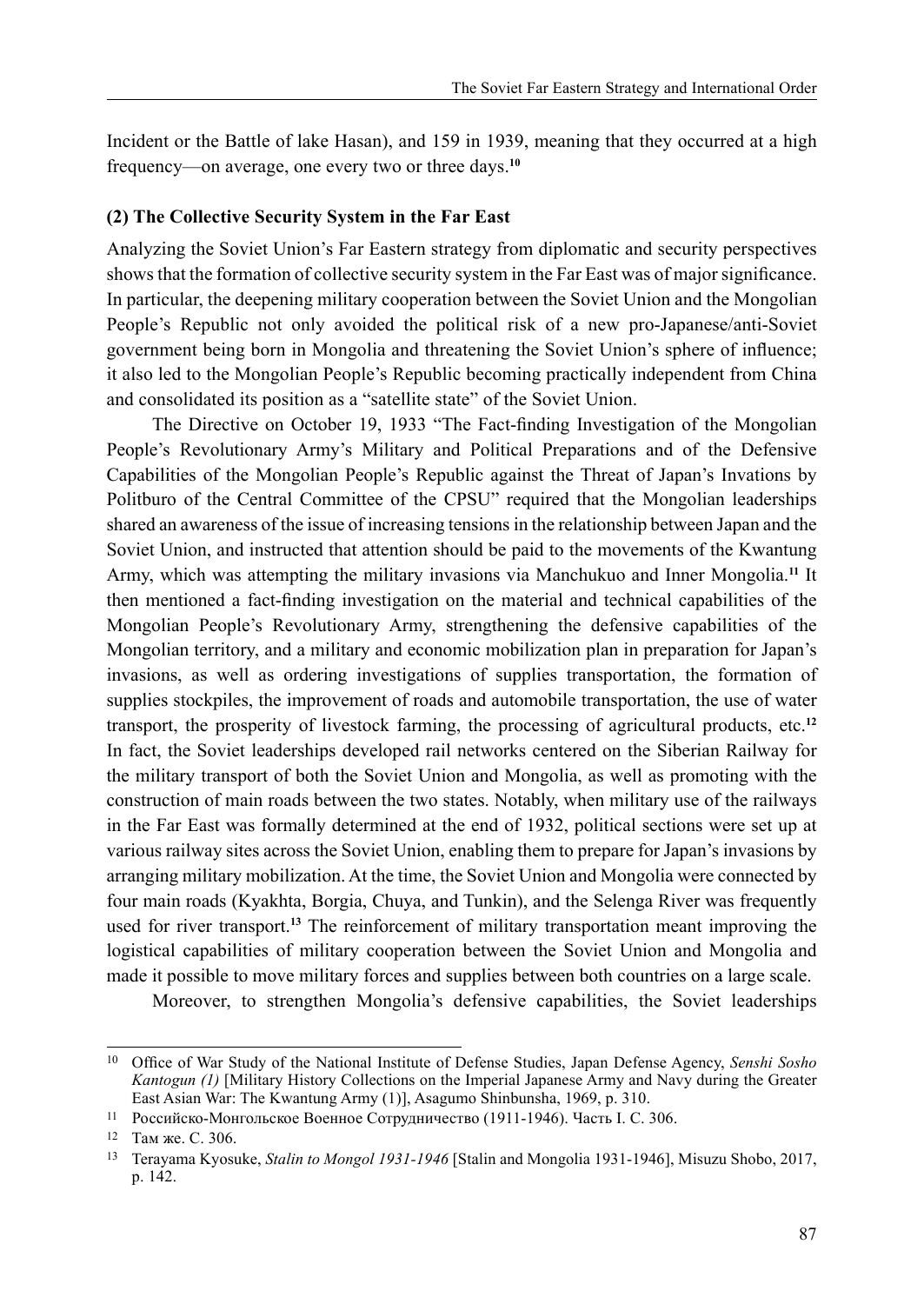Incident or the Battle of lake Hasan), and 159 in 1939, meaning that they occurred at a high frequency—on average, one every two or three days.[10]

### (2) The Collective Security System in the Far East

Analyzing the Soviet Union's Far Eastern strategy from diplomatic and security perspectives shows that the formation of collective security system in the Far East was of major significance. In particular, the deepening military cooperation between the Soviet Union and the Mongolian People's Republic not only avoided the political risk of a new pro-Japanese/anti-Soviet government being born in Mongolia and threatening the Soviet Union's sphere of influence; it also led to the Mongolian People's Republic becoming practically independent from China and consolidated its position as a "satellite state" of the Soviet Union.

The Directive on October 19, 1933 "The Fact-finding Investigation of the Mongolian People's Revolutionary Army's Military and Political Preparations and of the Defensive Capabilities of the Mongolian People's Republic against the Threat of Japan's Invations by Politburo of the Central Committee of the CPSU" required that the Mongolian leaderships shared an awareness of the issue of increasing tensions in the relationship between Japan and the Soviet Union, and instructed that attention should be paid to the movements of the Kwantung Army, which was attempting the military invasions via Manchukuo and Inner Mongolia.[11] It then mentioned a fact-finding investigation on the material and technical capabilities of the Mongolian People's Revolutionary Army, strengthening the defensive capabilities of the Mongolian territory, and a military and economic mobilization plan in preparation for Japan's invasions, as well as ordering investigations of supplies transportation, the formation of supplies stockpiles, the improvement of roads and automobile transportation, the use of water transport, the prosperity of livestock farming, the processing of agricultural products, etc.[12] In fact, the Soviet leaderships developed rail networks centered on the Siberian Railway for the military transport of both the Soviet Union and Mongolia, as well as promoting with the construction of main roads between the two states. Notably, when military use of the railways in the Far East was formally determined at the end of 1932, political sections were set up at various railway sites across the Soviet Union, enabling them to prepare for Japan's invasions by arranging military mobilization. At the time, the Soviet Union and Mongolia were connected by four main roads (Kyakhta, Borgia, Chuya, and Tunkin), and the Selenga River was frequently used for river transport.[13] The reinforcement of military transportation meant improving the logistical capabilities of military cooperation between the Soviet Union and Mongolia and made it possible to move military forces and supplies between both countries on a large scale.

Moreover, to strengthen Mongolia's defensive capabilities, the Soviet leaderships

---

[10] Office of War Study of the National Institute of Defense Studies, Japan Defense Agency, *Senshi Sosho Kantogun (1)* [Military History Collections on the Imperial Japanese Army and Navy during the Greater East Asian War: The Kwantung Army (1)], Asagumo Shinbunsha, 1969, p. 310.

[11] Российско-Монгольское Военное Сотрудничество (1911-1946). Часть I. С. 306.

[12] Там же. С. 306.

[13] Terayama Kyosuke, *Stalin to Mongol 1931-1946* [Stalin and Mongolia 1931-1946], Misuzu Shobo, 2017, p. 142.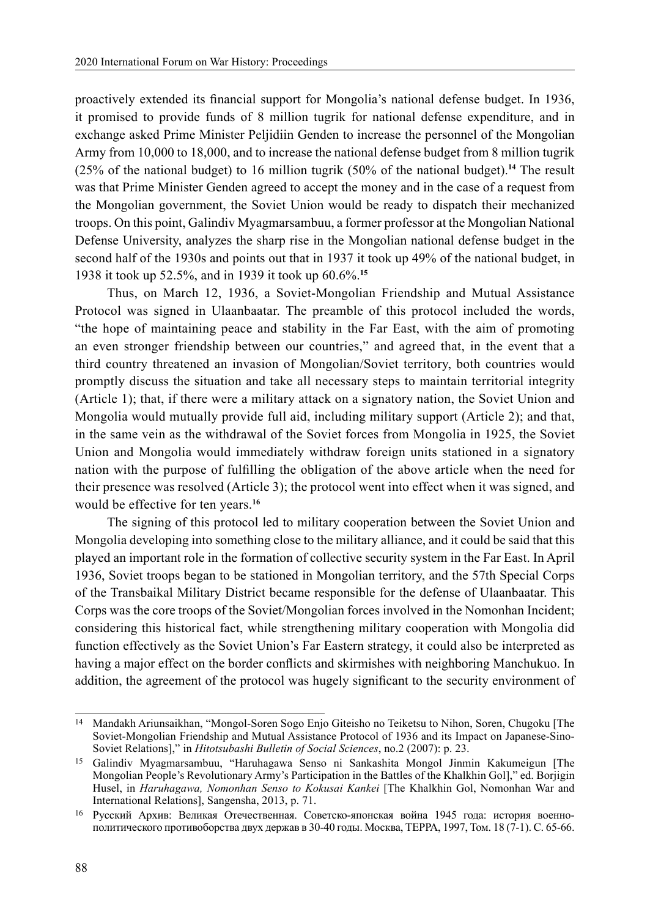proactively extended its financial support for Mongolia's national defense budget. In 1936, it promised to provide funds of 8 million tugrik for national defense expenditure, and in exchange asked Prime Minister Peljidiin Genden to increase the personnel of the Mongolian Army from 10,000 to 18,000, and to increase the national defense budget from 8 million tugrik (25% of the national budget) to 16 million tugrik (50% of the national budget).[14] The result was that Prime Minister Genden agreed to accept the money and in the case of a request from the Mongolian government, the Soviet Union would be ready to dispatch their mechanized troops. On this point, Galindiv Myagmarsambuu, a former professor at the Mongolian National Defense University, analyzes the sharp rise in the Mongolian national defense budget in the second half of the 1930s and points out that in 1937 it took up 49% of the national budget, in 1938 it took up 52.5%, and in 1939 it took up 60.6%.[15]

Thus, on March 12, 1936, a Soviet-Mongolian Friendship and Mutual Assistance Protocol was signed in Ulaanbaatar. The preamble of this protocol included the words, "the hope of maintaining peace and stability in the Far East, with the aim of promoting an even stronger friendship between our countries," and agreed that, in the event that a third country threatened an invasion of Mongolian/Soviet territory, both countries would promptly discuss the situation and take all necessary steps to maintain territorial integrity (Article 1); that, if there were a military attack on a signatory nation, the Soviet Union and Mongolia would mutually provide full aid, including military support (Article 2); and that, in the same vein as the withdrawal of the Soviet forces from Mongolia in 1925, the Soviet Union and Mongolia would immediately withdraw foreign units stationed in a signatory nation with the purpose of fulfilling the obligation of the above article when the need for their presence was resolved (Article 3); the protocol went into effect when it was signed, and would be effective for ten years.[16]

The signing of this protocol led to military cooperation between the Soviet Union and Mongolia developing into something close to the military alliance, and it could be said that this played an important role in the formation of collective security system in the Far East. In April 1936, Soviet troops began to be stationed in Mongolian territory, and the 57th Special Corps of the Transbaikal Military District became responsible for the defense of Ulaanbaatar. This Corps was the core troops of the Soviet/Mongolian forces involved in the Nomonhan Incident; considering this historical fact, while strengthening military cooperation with Mongolia did function effectively as the Soviet Union's Far Eastern strategy, it could also be interpreted as having a major effect on the border conflicts and skirmishes with neighboring Manchukuo. In addition, the agreement of the protocol was hugely significant to the security environment of

---

14 Mandakh Ariunsaikhan, "Mongol-Soren Sogo Enjo Giteisho no Teiketsu to Nihon, Soren, Chugoku [The Soviet-Mongolian Friendship and Mutual Assistance Protocol of 1936 and its Impact on Japanese-Sino-Soviet Relations]," in *Hitotsubashi Bulletin of Social Sciences*, no.2 (2007): p. 23.

15 Galindiv Myagmarsambuu, "Haruhagawa Senso ni Sankashita Mongol Jinmin Kakumeigun [The Mongolian People's Revolutionary Army's Participation in the Battles of the Khalkhin Gol]," ed. Borjigin Husel, in *Haruhagawa, Nomonhan Senso to Kokusai Kankei* [The Khalkhin Gol, Nomonhan War and International Relations], Sangensha, 2013, p. 71.

16 Русский Архив: Великая Отечественная. Советско-японская война 1945 года: история военно-политического противоборства двух держав в 30-40 годы. Москва, ТЕРРА, 1997, Том. 18 (7-1). С. 65-66.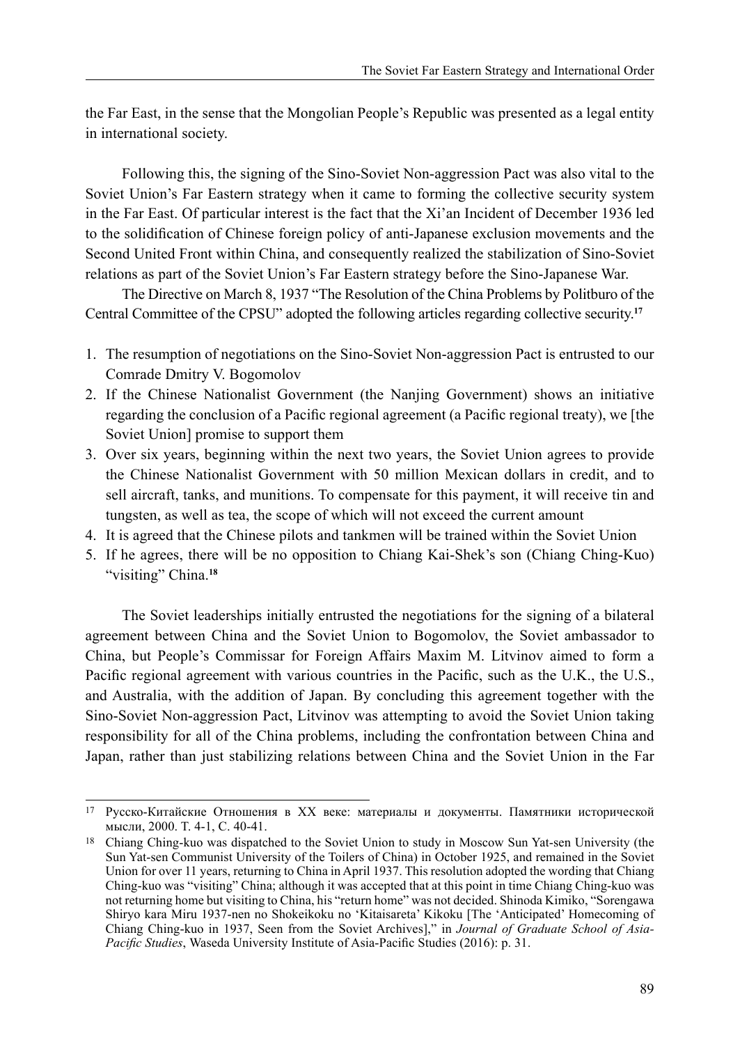the Far East, in the sense that the Mongolian People's Republic was presented as a legal entity in international society.

Following this, the signing of the Sino-Soviet Non-aggression Pact was also vital to the Soviet Union's Far Eastern strategy when it came to forming the collective security system in the Far East. Of particular interest is the fact that the Xi'an Incident of December 1936 led to the solidification of Chinese foreign policy of anti-Japanese exclusion movements and the Second United Front within China, and consequently realized the stabilization of Sino-Soviet relations as part of the Soviet Union's Far Eastern strategy before the Sino-Japanese War.

The Directive on March 8, 1937 "The Resolution of the China Problems by Politburo of the Central Committee of the CPSU" adopted the following articles regarding collective security.[17]

1. The resumption of negotiations on the Sino-Soviet Non-aggression Pact is entrusted to our Comrade Dmitry V. Bogomolov
2. If the Chinese Nationalist Government (the Nanjing Government) shows an initiative regarding the conclusion of a Pacific regional agreement (a Pacific regional treaty), we [the Soviet Union] promise to support them
3. Over six years, beginning within the next two years, the Soviet Union agrees to provide the Chinese Nationalist Government with 50 million Mexican dollars in credit, and to sell aircraft, tanks, and munitions. To compensate for this payment, it will receive tin and tungsten, as well as tea, the scope of which will not exceed the current amount
4. It is agreed that the Chinese pilots and tankmen will be trained within the Soviet Union
5. If he agrees, there will be no opposition to Chiang Kai-Shek's son (Chiang Ching-Kuo) "visiting" China.[18]

The Soviet leaderships initially entrusted the negotiations for the signing of a bilateral agreement between China and the Soviet Union to Bogomolov, the Soviet ambassador to China, but People's Commissar for Foreign Affairs Maxim M. Litvinov aimed to form a Pacific regional agreement with various countries in the Pacific, such as the U.K., the U.S., and Australia, with the addition of Japan. By concluding this agreement together with the Sino-Soviet Non-aggression Pact, Litvinov was attempting to avoid the Soviet Union taking responsibility for all of the China problems, including the confrontation between China and Japan, rather than just stabilizing relations between China and the Soviet Union in the Far

---

[17] Русско-Китайские Отношения в XX веке: материалы и документы. Памятники исторической мысли, 2000. Т. 4-1, С. 40-41.

[18] Chiang Ching-kuo was dispatched to the Soviet Union to study in Moscow Sun Yat-sen University (the Sun Yat-sen Communist University of the Toilers of China) in October 1925, and remained in the Soviet Union for over 11 years, returning to China in April 1937. This resolution adopted the wording that Chiang Ching-kuo was "visiting" China; although it was accepted that at this point in time Chiang Ching-kuo was not returning home but visiting to China, his "return home" was not decided. Shinoda Kimiko, "Sorengawa Shiryo kara Miru 1937-nen no Shokeikoku no 'Kitaisareta' Kikoku [The 'Anticipated' Homecoming of Chiang Ching-kuo in 1937, Seen from the Soviet Archives]," in *Journal of Graduate School of Asia-Pacific Studies*, Waseda University Institute of Asia-Pacific Studies (2016): p. 31.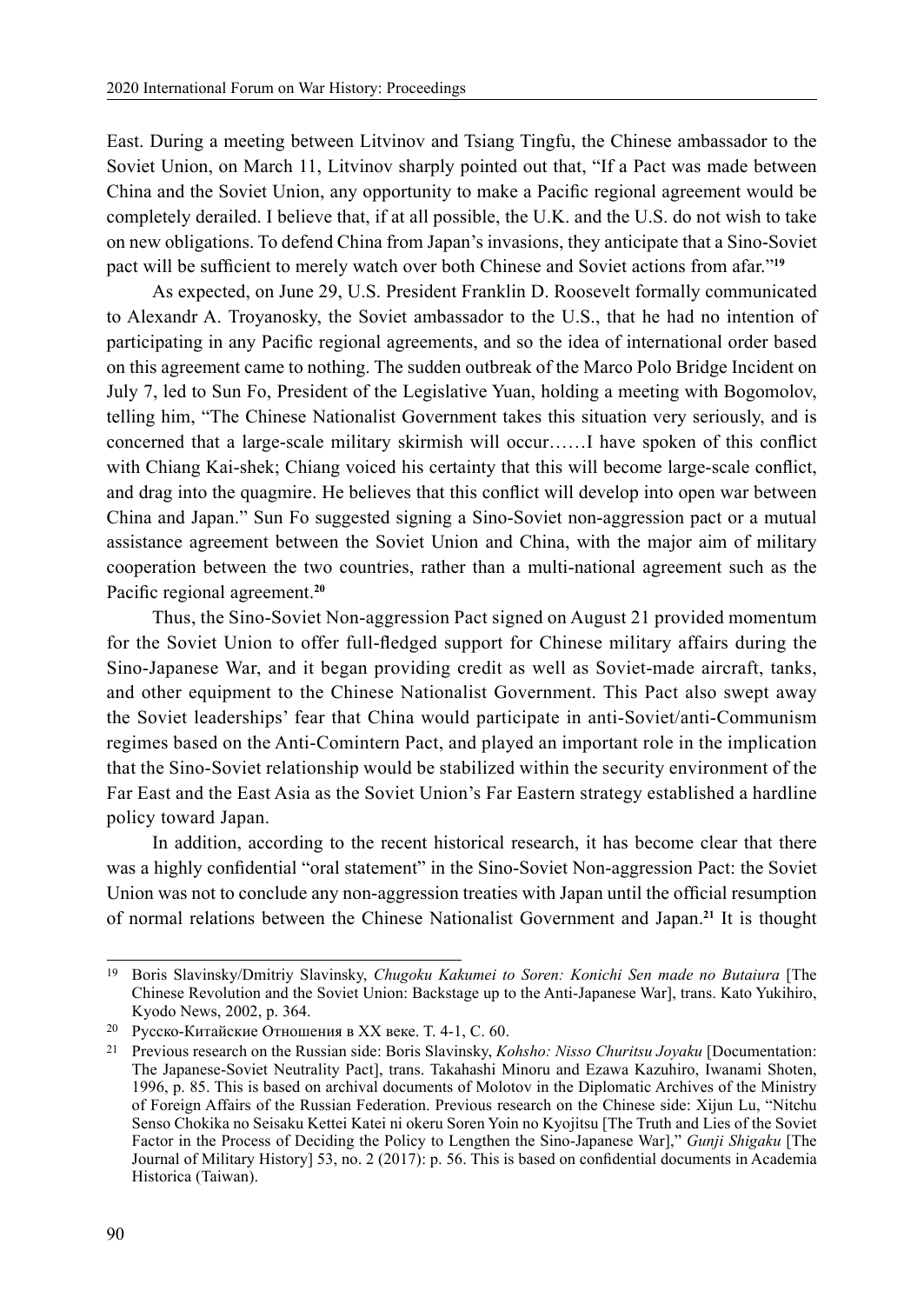East. During a meeting between Litvinov and Tsiang Tingfu, the Chinese ambassador to the Soviet Union, on March 11, Litvinov sharply pointed out that, "If a Pact was made between China and the Soviet Union, any opportunity to make a Pacific regional agreement would be completely derailed. I believe that, if at all possible, the U.K. and the U.S. do not wish to take on new obligations. To defend China from Japan's invasions, they anticipate that a Sino-Soviet pact will be sufficient to merely watch over both Chinese and Soviet actions from afar."[19]

As expected, on June 29, U.S. President Franklin D. Roosevelt formally communicated to Alexandr A. Troyanosky, the Soviet ambassador to the U.S., that he had no intention of participating in any Pacific regional agreements, and so the idea of international order based on this agreement came to nothing. The sudden outbreak of the Marco Polo Bridge Incident on July 7, led to Sun Fo, President of the Legislative Yuan, holding a meeting with Bogomolov, telling him, "The Chinese Nationalist Government takes this situation very seriously, and is concerned that a large-scale military skirmish will occur……I have spoken of this conflict with Chiang Kai-shek; Chiang voiced his certainty that this will become large-scale conflict, and drag into the quagmire. He believes that this conflict will develop into open war between China and Japan." Sun Fo suggested signing a Sino-Soviet non-aggression pact or a mutual assistance agreement between the Soviet Union and China, with the major aim of military cooperation between the two countries, rather than a multi-national agreement such as the Pacific regional agreement.[20]

Thus, the Sino-Soviet Non-aggression Pact signed on August 21 provided momentum for the Soviet Union to offer full-fledged support for Chinese military affairs during the Sino-Japanese War, and it began providing credit as well as Soviet-made aircraft, tanks, and other equipment to the Chinese Nationalist Government. This Pact also swept away the Soviet leaderships' fear that China would participate in anti-Soviet/anti-Communism regimes based on the Anti-Comintern Pact, and played an important role in the implication that the Sino-Soviet relationship would be stabilized within the security environment of the Far East and the East Asia as the Soviet Union's Far Eastern strategy established a hardline policy toward Japan.

In addition, according to the recent historical research, it has become clear that there was a highly confidential "oral statement" in the Sino-Soviet Non-aggression Pact: the Soviet Union was not to conclude any non-aggression treaties with Japan until the official resumption of normal relations between the Chinese Nationalist Government and Japan.[21] It is thought

---

[19] Boris Slavinsky/Dmitriy Slavinsky, *Chugoku Kakumei to Soren: Konichi Sen made no Butaiura* [The Chinese Revolution and the Soviet Union: Backstage up to the Anti-Japanese War], trans. Kato Yukihiro, Kyodo News, 2002, p. 364.

[20] Русско-Китайские Отношения в XX веке. Т. 4-1, С. 60.

[21] Previous research on the Russian side: Boris Slavinsky, *Kohsho: Nisso Churitsu Joyaku* [Documentation: The Japanese-Soviet Neutrality Pact], trans. Takahashi Minoru and Ezawa Kazuhiro, Iwanami Shoten, 1996, p. 85. This is based on archival documents of Molotov in the Diplomatic Archives of the Ministry of Foreign Affairs of the Russian Federation. Previous research on the Chinese side: Xijun Lu, "Nitchu Senso Chokika no Seisaku Kettei Katei ni okeru Soren Yoin no Kyojitsu [The Truth and Lies of the Soviet Factor in the Process of Deciding the Policy to Lengthen the Sino-Japanese War]," *Gunji Shigaku* [The Journal of Military History] 53, no. 2 (2017): p. 56. This is based on confidential documents in Academia Historica (Taiwan).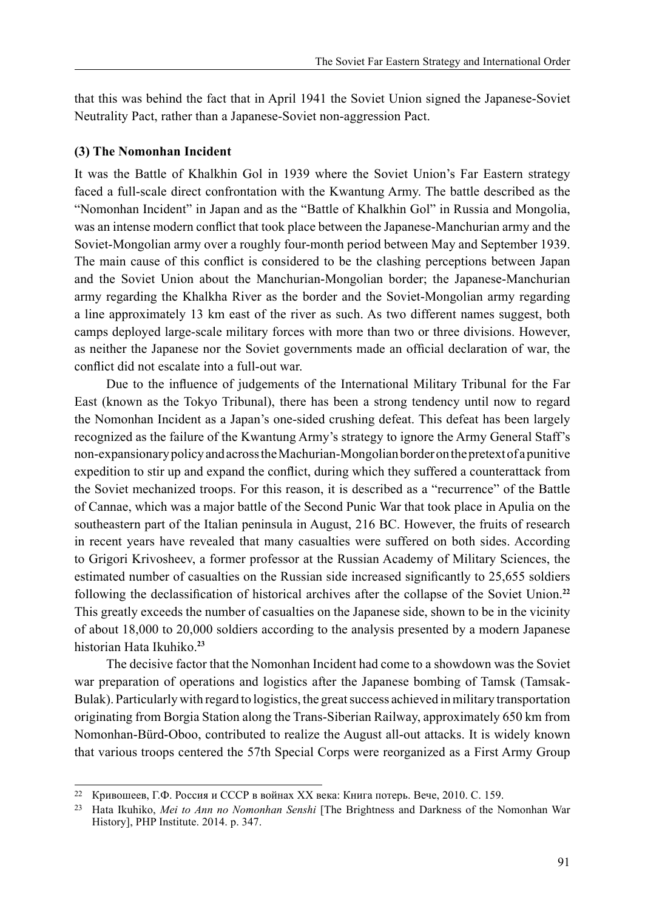that this was behind the fact that in April 1941 the Soviet Union signed the Japanese-Soviet Neutrality Pact, rather than a Japanese-Soviet non-aggression Pact.

### (3) The Nomonhan Incident

It was the Battle of Khalkhin Gol in 1939 where the Soviet Union's Far Eastern strategy faced a full-scale direct confrontation with the Kwantung Army. The battle described as the "Nomonhan Incident" in Japan and as the "Battle of Khalkhin Gol" in Russia and Mongolia, was an intense modern conflict that took place between the Japanese-Manchurian army and the Soviet-Mongolian army over a roughly four-month period between May and September 1939. The main cause of this conflict is considered to be the clashing perceptions between Japan and the Soviet Union about the Manchurian-Mongolian border; the Japanese-Manchurian army regarding the Khalkha River as the border and the Soviet-Mongolian army regarding a line approximately 13 km east of the river as such. As two different names suggest, both camps deployed large-scale military forces with more than two or three divisions. However, as neither the Japanese nor the Soviet governments made an official declaration of war, the conflict did not escalate into a full-out war.

Due to the influence of judgements of the International Military Tribunal for the Far East (known as the Tokyo Tribunal), there has been a strong tendency until now to regard the Nomonhan Incident as a Japan's one-sided crushing defeat. This defeat has been largely recognized as the failure of the Kwantung Army's strategy to ignore the Army General Staff's non-expansionary policy and across the Machurian-Mongolian border on the pretext of a punitive expedition to stir up and expand the conflict, during which they suffered a counterattack from the Soviet mechanized troops. For this reason, it is described as a "recurrence" of the Battle of Cannae, which was a major battle of the Second Punic War that took place in Apulia on the southeastern part of the Italian peninsula in August, 216 BC. However, the fruits of research in recent years have revealed that many casualties were suffered on both sides. According to Grigori Krivosheev, a former professor at the Russian Academy of Military Sciences, the estimated number of casualties on the Russian side increased significantly to 25,655 soldiers following the declassification of historical archives after the collapse of the Soviet Union.[22] This greatly exceeds the number of casualties on the Japanese side, shown to be in the vicinity of about 18,000 to 20,000 soldiers according to the analysis presented by a modern Japanese historian Hata Ikuhiko.[23]

The decisive factor that the Nomonhan Incident had come to a showdown was the Soviet war preparation of operations and logistics after the Japanese bombing of Tamsk (Tamsak-Bulak). Particularly with regard to logistics, the great success achieved in military transportation originating from Borgia Station along the Trans-Siberian Railway, approximately 650 km from Nomonhan-Bürd-Oboo, contributed to realize the August all-out attacks. It is widely known that various troops centered the 57th Special Corps were reorganized as a First Army Group

---

[22] Кривошеев, Г.Ф. Россия и СССР в войнах XX века: Книга потерь. Вече, 2010. С. 159.

[23] Hata Ikuhiko, *Mei to Ann no Nomonhan Senshi* [The Brightness and Darkness of the Nomonhan War History], PHP Institute. 2014. p. 347.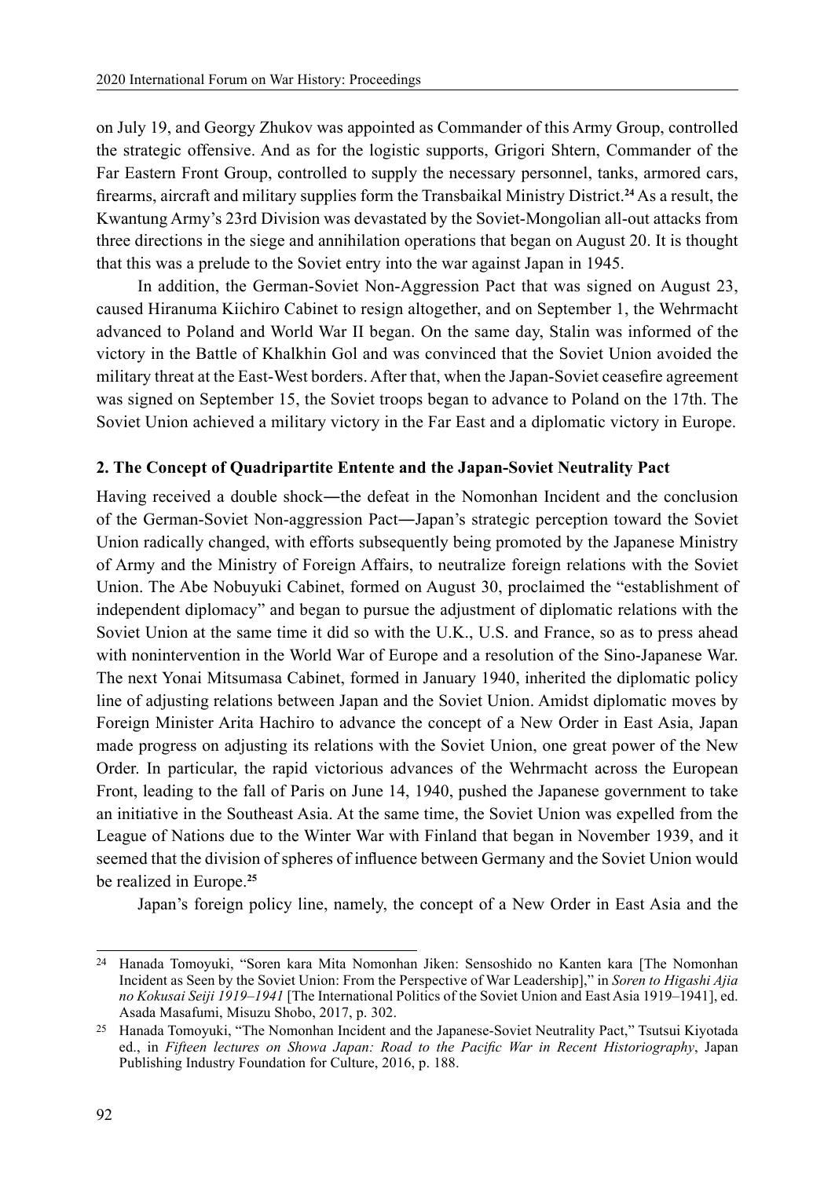on July 19, and Georgy Zhukov was appointed as Commander of this Army Group, controlled the strategic offensive. And as for the logistic supports, Grigori Shtern, Commander of the Far Eastern Front Group, controlled to supply the necessary personnel, tanks, armored cars, firearms, aircraft and military supplies form the Transbaikal Ministry District.[24] As a result, the Kwantung Army's 23rd Division was devastated by the Soviet-Mongolian all-out attacks from three directions in the siege and annihilation operations that began on August 20. It is thought that this was a prelude to the Soviet entry into the war against Japan in 1945.

In addition, the German-Soviet Non-Aggression Pact that was signed on August 23, caused Hiranuma Kiichiro Cabinet to resign altogether, and on September 1, the Wehrmacht advanced to Poland and World War II began. On the same day, Stalin was informed of the victory in the Battle of Khalkhin Gol and was convinced that the Soviet Union avoided the military threat at the East-West borders. After that, when the Japan-Soviet ceasefire agreement was signed on September 15, the Soviet troops began to advance to Poland on the 17th. The Soviet Union achieved a military victory in the Far East and a diplomatic victory in Europe.

### 2. The Concept of Quadripartite Entente and the Japan-Soviet Neutrality Pact

Having received a double shock―the defeat in the Nomonhan Incident and the conclusion of the German-Soviet Non-aggression Pact―Japan's strategic perception toward the Soviet Union radically changed, with efforts subsequently being promoted by the Japanese Ministry of Army and the Ministry of Foreign Affairs, to neutralize foreign relations with the Soviet Union. The Abe Nobuyuki Cabinet, formed on August 30, proclaimed the "establishment of independent diplomacy" and began to pursue the adjustment of diplomatic relations with the Soviet Union at the same time it did so with the U.K., U.S. and France, so as to press ahead with nonintervention in the World War of Europe and a resolution of the Sino-Japanese War. The next Yonai Mitsumasa Cabinet, formed in January 1940, inherited the diplomatic policy line of adjusting relations between Japan and the Soviet Union. Amidst diplomatic moves by Foreign Minister Arita Hachiro to advance the concept of a New Order in East Asia, Japan made progress on adjusting its relations with the Soviet Union, one great power of the New Order. In particular, the rapid victorious advances of the Wehrmacht across the European Front, leading to the fall of Paris on June 14, 1940, pushed the Japanese government to take an initiative in the Southeast Asia. At the same time, the Soviet Union was expelled from the League of Nations due to the Winter War with Finland that began in November 1939, and it seemed that the division of spheres of influence between Germany and the Soviet Union would be realized in Europe.[25]

Japan's foreign policy line, namely, the concept of a New Order in East Asia and the

---

[24] Hanada Tomoyuki, "Soren kara Mita Nomonhan Jiken: Sensoshido no Kanten kara [The Nomonhan Incident as Seen by the Soviet Union: From the Perspective of War Leadership]," in *Soren to Higashi Ajia no Kokusai Seiji 1919–1941* [The International Politics of the Soviet Union and East Asia 1919–1941], ed. Asada Masafumi, Misuzu Shobo, 2017, p. 302.

[25] Hanada Tomoyuki, "The Nomonhan Incident and the Japanese-Soviet Neutrality Pact," Tsutsui Kiyotada ed., in *Fifteen lectures on Showa Japan: Road to the Pacific War in Recent Historiography*, Japan Publishing Industry Foundation for Culture, 2016, p. 188.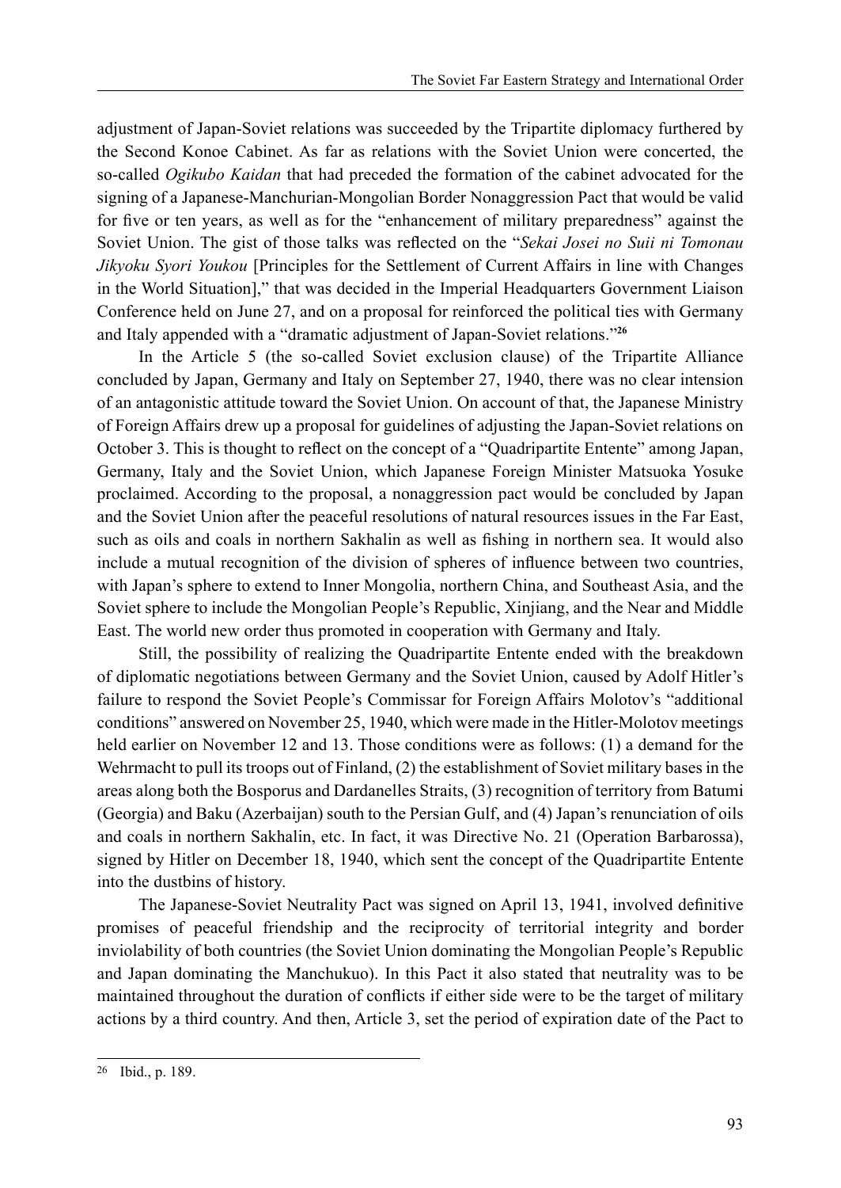adjustment of Japan-Soviet relations was succeeded by the Tripartite diplomacy furthered by the Second Konoe Cabinet. As far as relations with the Soviet Union were concerted, the so-called *Ogikubo Kaidan* that had preceded the formation of the cabinet advocated for the signing of a Japanese-Manchurian-Mongolian Border Nonaggression Pact that would be valid for five or ten years, as well as for the "enhancement of military preparedness" against the Soviet Union. The gist of those talks was reflected on the "*Sekai Josei no Suii ni Tomonau Jikyoku Syori Youkou* [Principles for the Settlement of Current Affairs in line with Changes in the World Situation]," that was decided in the Imperial Headquarters Government Liaison Conference held on June 27, and on a proposal for reinforced the political ties with Germany and Italy appended with a "dramatic adjustment of Japan-Soviet relations."[26]

In the Article 5 (the so-called Soviet exclusion clause) of the Tripartite Alliance concluded by Japan, Germany and Italy on September 27, 1940, there was no clear intension of an antagonistic attitude toward the Soviet Union. On account of that, the Japanese Ministry of Foreign Affairs drew up a proposal for guidelines of adjusting the Japan-Soviet relations on October 3. This is thought to reflect on the concept of a "Quadripartite Entente" among Japan, Germany, Italy and the Soviet Union, which Japanese Foreign Minister Matsuoka Yosuke proclaimed. According to the proposal, a nonaggression pact would be concluded by Japan and the Soviet Union after the peaceful resolutions of natural resources issues in the Far East, such as oils and coals in northern Sakhalin as well as fishing in northern sea. It would also include a mutual recognition of the division of spheres of influence between two countries, with Japan's sphere to extend to Inner Mongolia, northern China, and Southeast Asia, and the Soviet sphere to include the Mongolian People's Republic, Xinjiang, and the Near and Middle East. The world new order thus promoted in cooperation with Germany and Italy.

Still, the possibility of realizing the Quadripartite Entente ended with the breakdown of diplomatic negotiations between Germany and the Soviet Union, caused by Adolf Hitler's failure to respond the Soviet People's Commissar for Foreign Affairs Molotov's "additional conditions" answered on November 25, 1940, which were made in the Hitler-Molotov meetings held earlier on November 12 and 13. Those conditions were as follows: (1) a demand for the Wehrmacht to pull its troops out of Finland, (2) the establishment of Soviet military bases in the areas along both the Bosporus and Dardanelles Straits, (3) recognition of territory from Batumi (Georgia) and Baku (Azerbaijan) south to the Persian Gulf, and (4) Japan's renunciation of oils and coals in northern Sakhalin, etc. In fact, it was Directive No. 21 (Operation Barbarossa), signed by Hitler on December 18, 1940, which sent the concept of the Quadripartite Entente into the dustbins of history.

The Japanese-Soviet Neutrality Pact was signed on April 13, 1941, involved definitive promises of peaceful friendship and the reciprocity of territorial integrity and border inviolability of both countries (the Soviet Union dominating the Mongolian People's Republic and Japan dominating the Manchukuo). In this Pact it also stated that neutrality was to be maintained throughout the duration of conflicts if either side were to be the target of military actions by a third country. And then, Article 3, set the period of expiration date of the Pact to

---

26 Ibid., p. 189.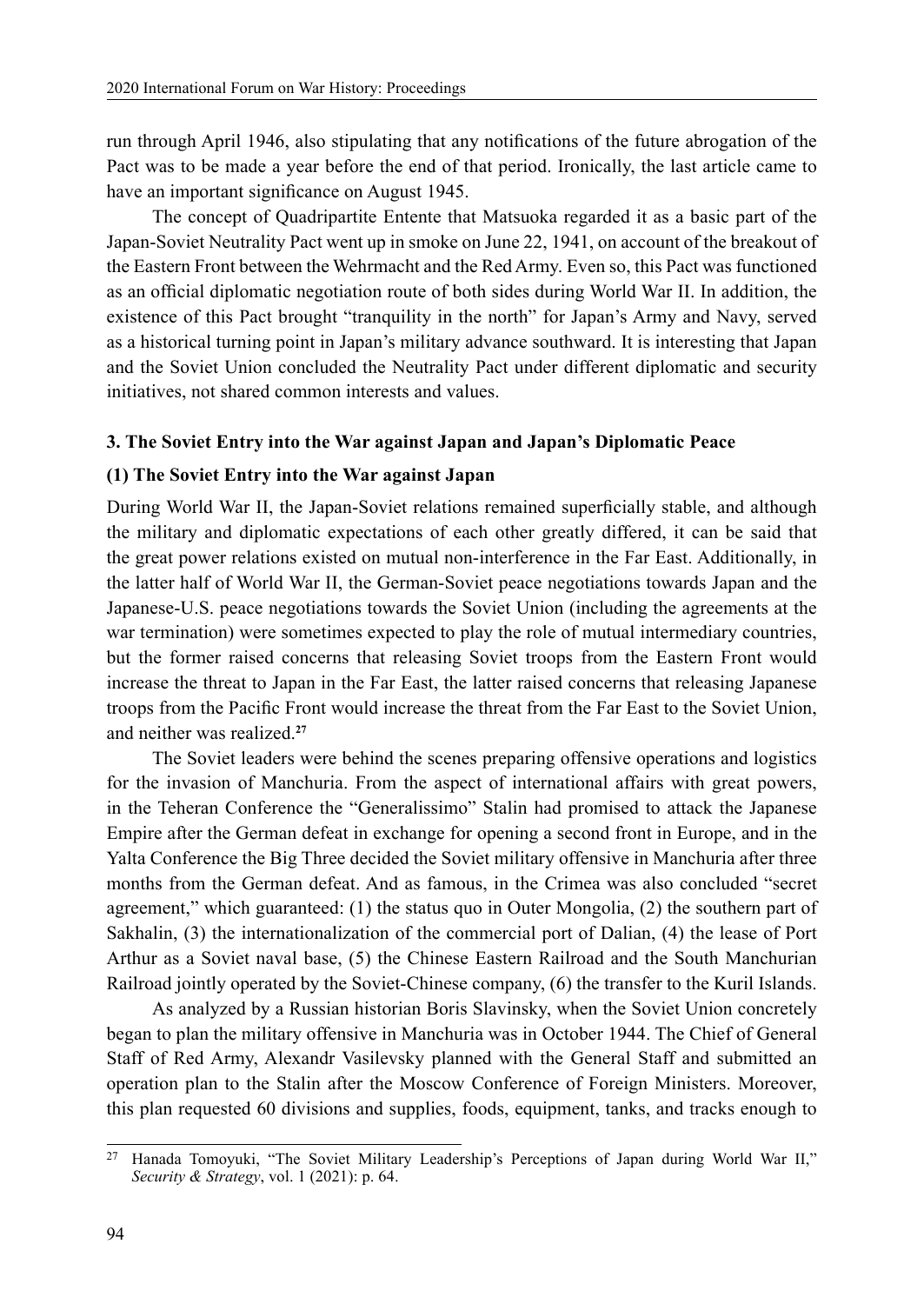run through April 1946, also stipulating that any notifications of the future abrogation of the Pact was to be made a year before the end of that period. Ironically, the last article came to have an important significance on August 1945.

The concept of Quadripartite Entente that Matsuoka regarded it as a basic part of the Japan-Soviet Neutrality Pact went up in smoke on June 22, 1941, on account of the breakout of the Eastern Front between the Wehrmacht and the Red Army. Even so, this Pact was functioned as an official diplomatic negotiation route of both sides during World War II. In addition, the existence of this Pact brought "tranquility in the north" for Japan's Army and Navy, served as a historical turning point in Japan's military advance southward. It is interesting that Japan and the Soviet Union concluded the Neutrality Pact under different diplomatic and security initiatives, not shared common interests and values.

### 3. The Soviet Entry into the War against Japan and Japan's Diplomatic Peace

#### (1) The Soviet Entry into the War against Japan

During World War II, the Japan-Soviet relations remained superficially stable, and although the military and diplomatic expectations of each other greatly differed, it can be said that the great power relations existed on mutual non-interference in the Far East. Additionally, in the latter half of World War II, the German-Soviet peace negotiations towards Japan and the Japanese-U.S. peace negotiations towards the Soviet Union (including the agreements at the war termination) were sometimes expected to play the role of mutual intermediary countries, but the former raised concerns that releasing Soviet troops from the Eastern Front would increase the threat to Japan in the Far East, the latter raised concerns that releasing Japanese troops from the Pacific Front would increase the threat from the Far East to the Soviet Union, and neither was realized.[27]

The Soviet leaders were behind the scenes preparing offensive operations and logistics for the invasion of Manchuria. From the aspect of international affairs with great powers, in the Teheran Conference the "Generalissimo" Stalin had promised to attack the Japanese Empire after the German defeat in exchange for opening a second front in Europe, and in the Yalta Conference the Big Three decided the Soviet military offensive in Manchuria after three months from the German defeat. And as famous, in the Crimea was also concluded "secret agreement," which guaranteed: (1) the status quo in Outer Mongolia, (2) the southern part of Sakhalin, (3) the internationalization of the commercial port of Dalian, (4) the lease of Port Arthur as a Soviet naval base, (5) the Chinese Eastern Railroad and the South Manchurian Railroad jointly operated by the Soviet-Chinese company, (6) the transfer to the Kuril Islands.

As analyzed by a Russian historian Boris Slavinsky, when the Soviet Union concretely began to plan the military offensive in Manchuria was in October 1944. The Chief of General Staff of Red Army, Alexandr Vasilevsky planned with the General Staff and submitted an operation plan to the Stalin after the Moscow Conference of Foreign Ministers. Moreover, this plan requested 60 divisions and supplies, foods, equipment, tanks, and tracks enough to

---

[27] Hanada Tomoyuki, "The Soviet Military Leadership's Perceptions of Japan during World War II," *Security & Strategy*, vol. 1 (2021): p. 64.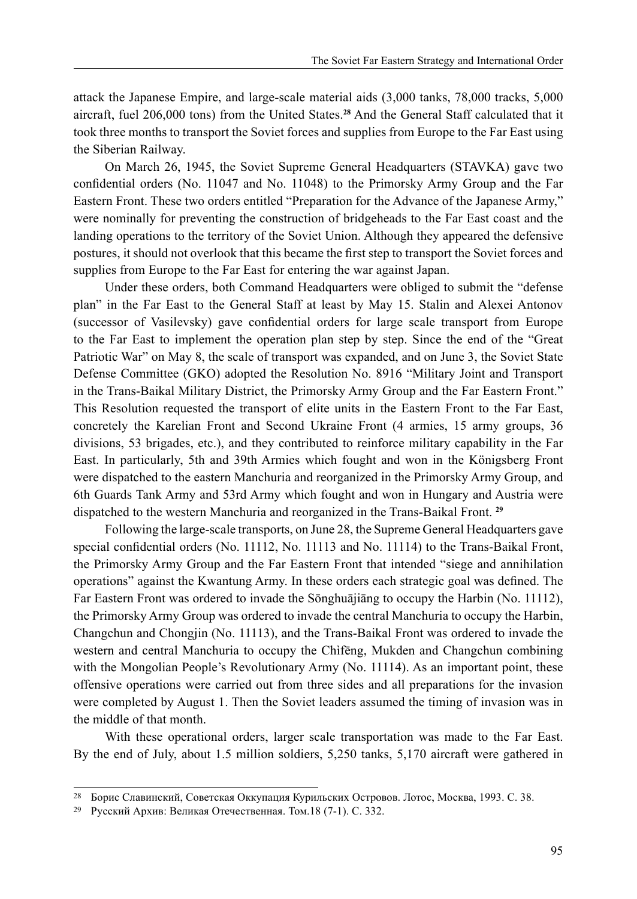attack the Japanese Empire, and large-scale material aids (3,000 tanks, 78,000 tracks, 5,000 aircraft, fuel 206,000 tons) from the United States.[28] And the General Staff calculated that it took three months to transport the Soviet forces and supplies from Europe to the Far East using the Siberian Railway.

On March 26, 1945, the Soviet Supreme General Headquarters (STAVKA) gave two confidential orders (No. 11047 and No. 11048) to the Primorsky Army Group and the Far Eastern Front. These two orders entitled "Preparation for the Advance of the Japanese Army," were nominally for preventing the construction of bridgeheads to the Far East coast and the landing operations to the territory of the Soviet Union. Although they appeared the defensive postures, it should not overlook that this became the first step to transport the Soviet forces and supplies from Europe to the Far East for entering the war against Japan.

Under these orders, both Command Headquarters were obliged to submit the "defense plan" in the Far East to the General Staff at least by May 15. Stalin and Alexei Antonov (successor of Vasilevsky) gave confidential orders for large scale transport from Europe to the Far East to implement the operation plan step by step. Since the end of the "Great Patriotic War" on May 8, the scale of transport was expanded, and on June 3, the Soviet State Defense Committee (GKO) adopted the Resolution No. 8916 "Military Joint and Transport in the Trans-Baikal Military District, the Primorsky Army Group and the Far Eastern Front." This Resolution requested the transport of elite units in the Eastern Front to the Far East, concretely the Karelian Front and Second Ukraine Front (4 armies, 15 army groups, 36 divisions, 53 brigades, etc.), and they contributed to reinforce military capability in the Far East. In particularly, 5th and 39th Armies which fought and won in the Königsberg Front were dispatched to the eastern Manchuria and reorganized in the Primorsky Army Group, and 6th Guards Tank Army and 53rd Army which fought and won in Hungary and Austria were dispatched to the western Manchuria and reorganized in the Trans-Baikal Front.[29]

Following the large-scale transports, on June 28, the Supreme General Headquarters gave special confidential orders (No. 11112, No. 11113 and No. 11114) to the Trans-Baikal Front, the Primorsky Army Group and the Far Eastern Front that intended "siege and annihilation operations" against the Kwantung Army. In these orders each strategic goal was defined. The Far Eastern Front was ordered to invade the Sōnghuājiāng to occupy the Harbin (No. 11112), the Primorsky Army Group was ordered to invade the central Manchuria to occupy the Harbin, Changchun and Chongjin (No. 11113), and the Trans-Baikal Front was ordered to invade the western and central Manchuria to occupy the Chìfēng, Mukden and Changchun combining with the Mongolian People's Revolutionary Army (No. 11114). As an important point, these offensive operations were carried out from three sides and all preparations for the invasion were completed by August 1. Then the Soviet leaders assumed the timing of invasion was in the middle of that month.

With these operational orders, larger scale transportation was made to the Far East. By the end of July, about 1.5 million soldiers, 5,250 tanks, 5,170 aircraft were gathered in

---

[28] Борис Славинский, Советская Оккупация Курильских Островов. Лотос, Москва, 1993. С. 38.

[29] Русский Архив: Великая Отечественная. Том.18 (7-1). С. 332.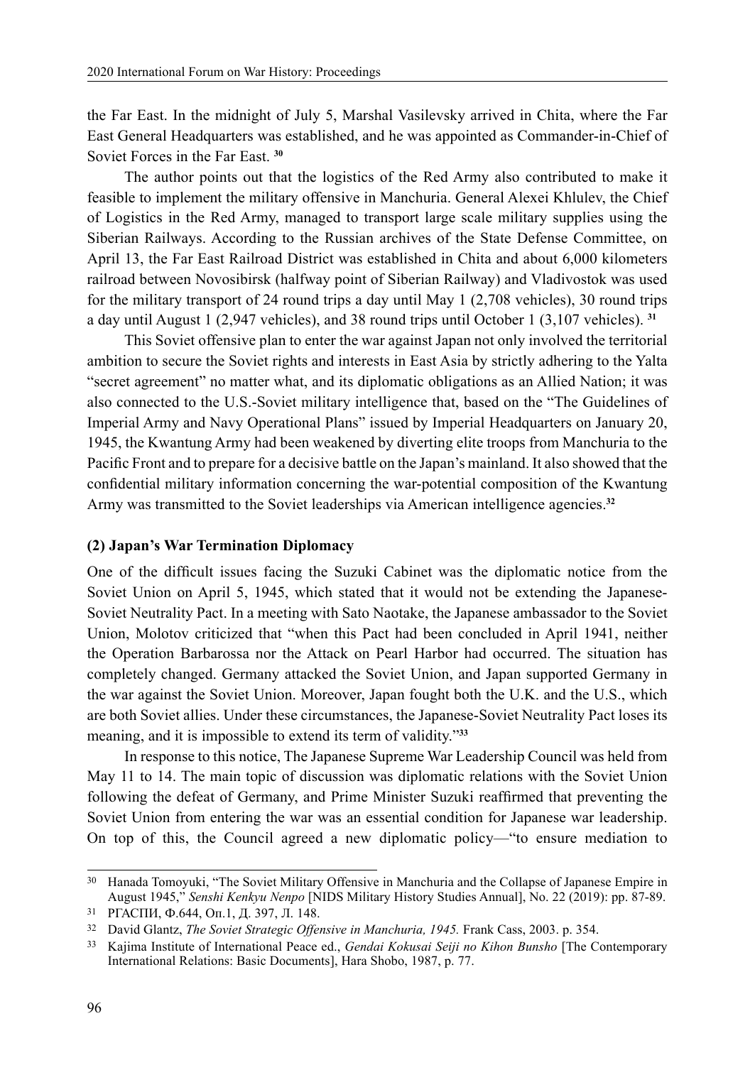the Far East. In the midnight of July 5, Marshal Vasilevsky arrived in Chita, where the Far East General Headquarters was established, and he was appointed as Commander-in-Chief of Soviet Forces in the Far East. [30]

The author points out that the logistics of the Red Army also contributed to make it feasible to implement the military offensive in Manchuria. General Alexei Khlulev, the Chief of Logistics in the Red Army, managed to transport large scale military supplies using the Siberian Railways. According to the Russian archives of the State Defense Committee, on April 13, the Far East Railroad District was established in Chita and about 6,000 kilometers railroad between Novosibirsk (halfway point of Siberian Railway) and Vladivostok was used for the military transport of 24 round trips a day until May 1 (2,708 vehicles), 30 round trips a day until August 1 (2,947 vehicles), and 38 round trips until October 1 (3,107 vehicles). [31]

This Soviet offensive plan to enter the war against Japan not only involved the territorial ambition to secure the Soviet rights and interests in East Asia by strictly adhering to the Yalta "secret agreement" no matter what, and its diplomatic obligations as an Allied Nation; it was also connected to the U.S.-Soviet military intelligence that, based on the "The Guidelines of Imperial Army and Navy Operational Plans" issued by Imperial Headquarters on January 20, 1945, the Kwantung Army had been weakened by diverting elite troops from Manchuria to the Pacific Front and to prepare for a decisive battle on the Japan's mainland. It also showed that the confidential military information concerning the war-potential composition of the Kwantung Army was transmitted to the Soviet leaderships via American intelligence agencies.[32]

**(2) Japan's War Termination Diplomacy**

One of the difficult issues facing the Suzuki Cabinet was the diplomatic notice from the Soviet Union on April 5, 1945, which stated that it would not be extending the Japanese-Soviet Neutrality Pact. In a meeting with Sato Naotake, the Japanese ambassador to the Soviet Union, Molotov criticized that "when this Pact had been concluded in April 1941, neither the Operation Barbarossa nor the Attack on Pearl Harbor had occurred. The situation has completely changed. Germany attacked the Soviet Union, and Japan supported Germany in the war against the Soviet Union. Moreover, Japan fought both the U.K. and the U.S., which are both Soviet allies. Under these circumstances, the Japanese-Soviet Neutrality Pact loses its meaning, and it is impossible to extend its term of validity."[33]

In response to this notice, The Japanese Supreme War Leadership Council was held from May 11 to 14. The main topic of discussion was diplomatic relations with the Soviet Union following the defeat of Germany, and Prime Minister Suzuki reaffirmed that preventing the Soviet Union from entering the war was an essential condition for Japanese war leadership. On top of this, the Council agreed a new diplomatic policy—"to ensure mediation to

---

30 Hanada Tomoyuki, "The Soviet Military Offensive in Manchuria and the Collapse of Japanese Empire in August 1945," *Senshi Kenkyu Nenpo* [NIDS Military History Studies Annual], No. 22 (2019): pp. 87-89.

31 РГАСПИ, Ф.644, Оп.1, Д. 397, Л. 148.

32 David Glantz, *The Soviet Strategic Offensive in Manchuria, 1945.* Frank Cass, 2003. p. 354.

33 Kajima Institute of International Peace ed., *Gendai Kokusai Seiji no Kihon Bunsho* [The Contemporary International Relations: Basic Documents], Hara Shobo, 1987, p. 77.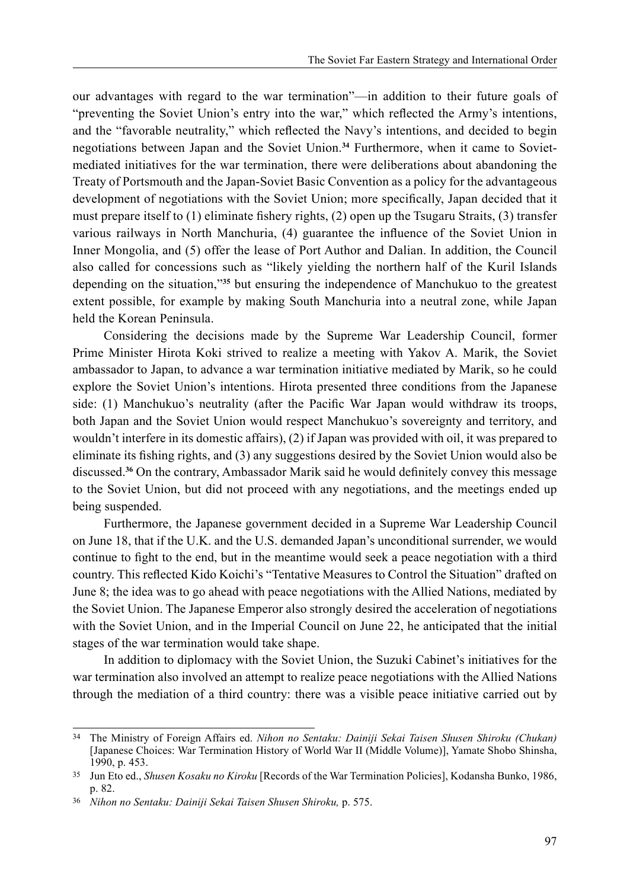our advantages with regard to the war termination"—in addition to their future goals of "preventing the Soviet Union's entry into the war," which reflected the Army's intentions, and the "favorable neutrality," which reflected the Navy's intentions, and decided to begin negotiations between Japan and the Soviet Union.[34] Furthermore, when it came to Soviet-mediated initiatives for the war termination, there were deliberations about abandoning the Treaty of Portsmouth and the Japan-Soviet Basic Convention as a policy for the advantageous development of negotiations with the Soviet Union; more specifically, Japan decided that it must prepare itself to (1) eliminate fishery rights, (2) open up the Tsugaru Straits, (3) transfer various railways in North Manchuria, (4) guarantee the influence of the Soviet Union in Inner Mongolia, and (5) offer the lease of Port Author and Dalian. In addition, the Council also called for concessions such as "likely yielding the northern half of the Kuril Islands depending on the situation,"[35] but ensuring the independence of Manchukuo to the greatest extent possible, for example by making South Manchuria into a neutral zone, while Japan held the Korean Peninsula.

Considering the decisions made by the Supreme War Leadership Council, former Prime Minister Hirota Koki strived to realize a meeting with Yakov A. Marik, the Soviet ambassador to Japan, to advance a war termination initiative mediated by Marik, so he could explore the Soviet Union's intentions. Hirota presented three conditions from the Japanese side: (1) Manchukuo's neutrality (after the Pacific War Japan would withdraw its troops, both Japan and the Soviet Union would respect Manchukuo's sovereignty and territory, and wouldn't interfere in its domestic affairs), (2) if Japan was provided with oil, it was prepared to eliminate its fishing rights, and (3) any suggestions desired by the Soviet Union would also be discussed.[36] On the contrary, Ambassador Marik said he would definitely convey this message to the Soviet Union, but did not proceed with any negotiations, and the meetings ended up being suspended.

Furthermore, the Japanese government decided in a Supreme War Leadership Council on June 18, that if the U.K. and the U.S. demanded Japan's unconditional surrender, we would continue to fight to the end, but in the meantime would seek a peace negotiation with a third country. This reflected Kido Koichi's "Tentative Measures to Control the Situation" drafted on June 8; the idea was to go ahead with peace negotiations with the Allied Nations, mediated by the Soviet Union. The Japanese Emperor also strongly desired the acceleration of negotiations with the Soviet Union, and in the Imperial Council on June 22, he anticipated that the initial stages of the war termination would take shape.

In addition to diplomacy with the Soviet Union, the Suzuki Cabinet's initiatives for the war termination also involved an attempt to realize peace negotiations with the Allied Nations through the mediation of a third country: there was a visible peace initiative carried out by

---

34 The Ministry of Foreign Affairs ed. *Nihon no Sentaku: Dainiji Sekai Taisen Shusen Shiroku (Chukan)* [Japanese Choices: War Termination History of World War II (Middle Volume)], Yamate Shobo Shinsha, 1990, p. 453.

35 Jun Eto ed., *Shusen Kosaku no Kiroku* [Records of the War Termination Policies], Kodansha Bunko, 1986, p. 82.

36 *Nihon no Sentaku: Dainiji Sekai Taisen Shusen Shiroku,* p. 575.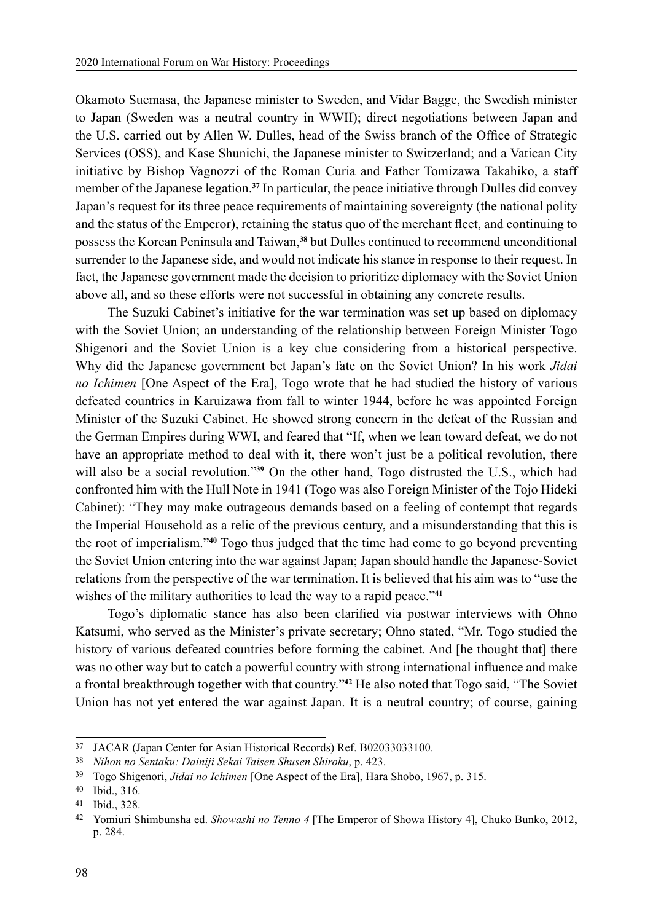Okamoto Suemasa, the Japanese minister to Sweden, and Vidar Bagge, the Swedish minister to Japan (Sweden was a neutral country in WWII); direct negotiations between Japan and the U.S. carried out by Allen W. Dulles, head of the Swiss branch of the Office of Strategic Services (OSS), and Kase Shunichi, the Japanese minister to Switzerland; and a Vatican City initiative by Bishop Vagnozzi of the Roman Curia and Father Tomizawa Takahiko, a staff member of the Japanese legation.[37] In particular, the peace initiative through Dulles did convey Japan's request for its three peace requirements of maintaining sovereignty (the national polity and the status of the Emperor), retaining the status quo of the merchant fleet, and continuing to possess the Korean Peninsula and Taiwan,[38] but Dulles continued to recommend unconditional surrender to the Japanese side, and would not indicate his stance in response to their request. In fact, the Japanese government made the decision to prioritize diplomacy with the Soviet Union above all, and so these efforts were not successful in obtaining any concrete results.

The Suzuki Cabinet's initiative for the war termination was set up based on diplomacy with the Soviet Union; an understanding of the relationship between Foreign Minister Togo Shigenori and the Soviet Union is a key clue considering from a historical perspective. Why did the Japanese government bet Japan's fate on the Soviet Union? In his work *Jidai no Ichimen* [One Aspect of the Era], Togo wrote that he had studied the history of various defeated countries in Karuizawa from fall to winter 1944, before he was appointed Foreign Minister of the Suzuki Cabinet. He showed strong concern in the defeat of the Russian and the German Empires during WWI, and feared that "If, when we lean toward defeat, we do not have an appropriate method to deal with it, there won't just be a political revolution, there will also be a social revolution."[39] On the other hand, Togo distrusted the U.S., which had confronted him with the Hull Note in 1941 (Togo was also Foreign Minister of the Tojo Hideki Cabinet): "They may make outrageous demands based on a feeling of contempt that regards the Imperial Household as a relic of the previous century, and a misunderstanding that this is the root of imperialism."[40] Togo thus judged that the time had come to go beyond preventing the Soviet Union entering into the war against Japan; Japan should handle the Japanese-Soviet relations from the perspective of the war termination. It is believed that his aim was to "use the wishes of the military authorities to lead the way to a rapid peace."[41]

Togo's diplomatic stance has also been clarified via postwar interviews with Ohno Katsumi, who served as the Minister's private secretary; Ohno stated, "Mr. Togo studied the history of various defeated countries before forming the cabinet. And [he thought that] there was no other way but to catch a powerful country with strong international influence and make a frontal breakthrough together with that country."[42] He also noted that Togo said, "The Soviet Union has not yet entered the war against Japan. It is a neutral country; of course, gaining

---

37 JACAR (Japan Center for Asian Historical Records) Ref. B02033033100.

38 *Nihon no Sentaku: Dainiji Sekai Taisen Shusen Shiroku*, p. 423.

39 Togo Shigenori, *Jidai no Ichimen* [One Aspect of the Era], Hara Shobo, 1967, p. 315.

40 Ibid., 316.

41 Ibid., 328.

42 Yomiuri Shimbunsha ed. *Showashi no Tenno 4* [The Emperor of Showa History 4], Chuko Bunko, 2012, p. 284.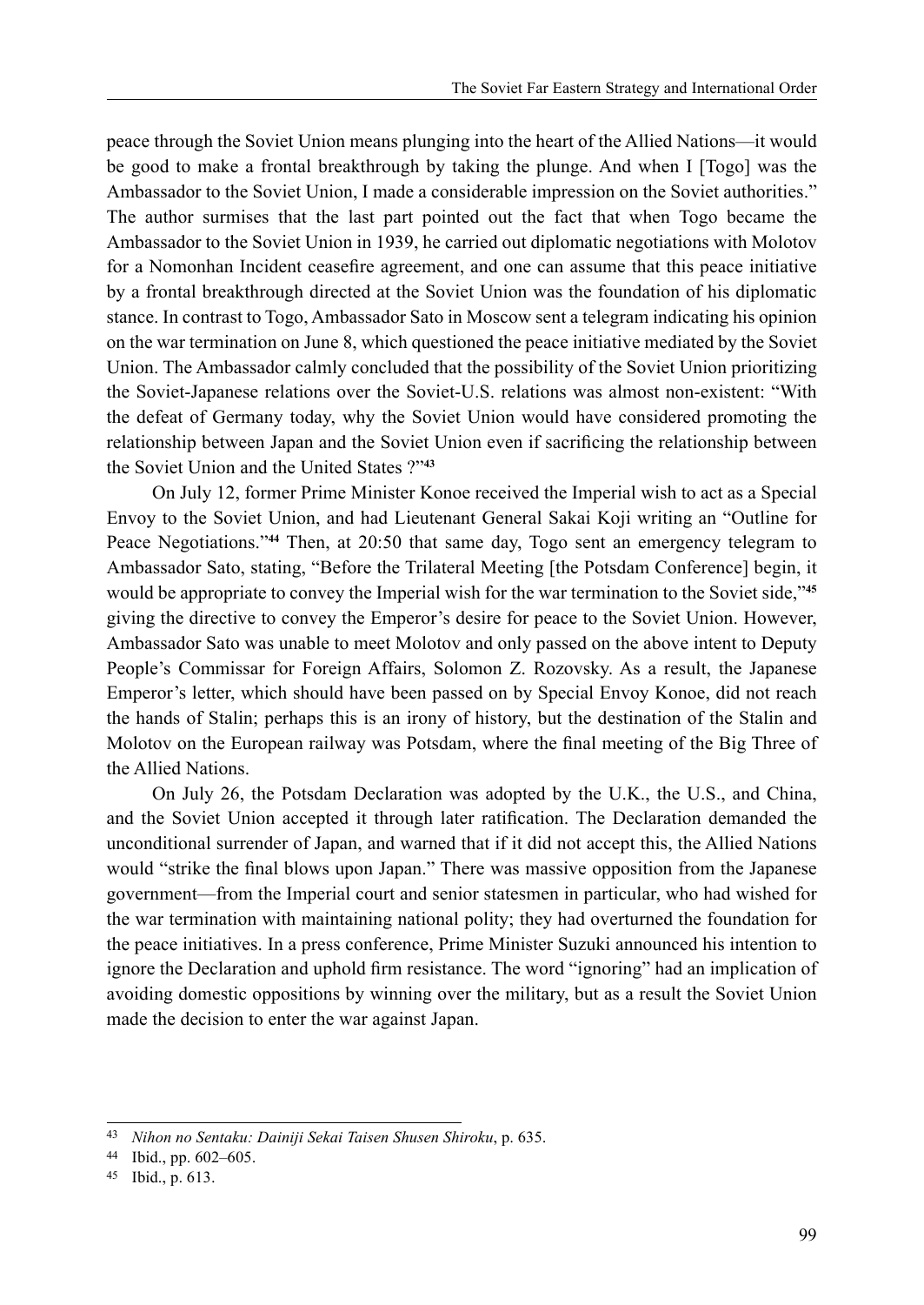peace through the Soviet Union means plunging into the heart of the Allied Nations—it would be good to make a frontal breakthrough by taking the plunge. And when I [Togo] was the Ambassador to the Soviet Union, I made a considerable impression on the Soviet authorities." The author surmises that the last part pointed out the fact that when Togo became the Ambassador to the Soviet Union in 1939, he carried out diplomatic negotiations with Molotov for a Nomonhan Incident ceasefire agreement, and one can assume that this peace initiative by a frontal breakthrough directed at the Soviet Union was the foundation of his diplomatic stance. In contrast to Togo, Ambassador Sato in Moscow sent a telegram indicating his opinion on the war termination on June 8, which questioned the peace initiative mediated by the Soviet Union. The Ambassador calmly concluded that the possibility of the Soviet Union prioritizing the Soviet-Japanese relations over the Soviet-U.S. relations was almost non-existent: "With the defeat of Germany today, why the Soviet Union would have considered promoting the relationship between Japan and the Soviet Union even if sacrificing the relationship between the Soviet Union and the United States ?"[43]

On July 12, former Prime Minister Konoe received the Imperial wish to act as a Special Envoy to the Soviet Union, and had Lieutenant General Sakai Koji writing an "Outline for Peace Negotiations."[44] Then, at 20:50 that same day, Togo sent an emergency telegram to Ambassador Sato, stating, "Before the Trilateral Meeting [the Potsdam Conference] begin, it would be appropriate to convey the Imperial wish for the war termination to the Soviet side,"[45] giving the directive to convey the Emperor's desire for peace to the Soviet Union. However, Ambassador Sato was unable to meet Molotov and only passed on the above intent to Deputy People's Commissar for Foreign Affairs, Solomon Z. Rozovsky. As a result, the Japanese Emperor's letter, which should have been passed on by Special Envoy Konoe, did not reach the hands of Stalin; perhaps this is an irony of history, but the destination of the Stalin and Molotov on the European railway was Potsdam, where the final meeting of the Big Three of the Allied Nations.

On July 26, the Potsdam Declaration was adopted by the U.K., the U.S., and China, and the Soviet Union accepted it through later ratification. The Declaration demanded the unconditional surrender of Japan, and warned that if it did not accept this, the Allied Nations would "strike the final blows upon Japan." There was massive opposition from the Japanese government—from the Imperial court and senior statesmen in particular, who had wished for the war termination with maintaining national polity; they had overturned the foundation for the peace initiatives. In a press conference, Prime Minister Suzuki announced his intention to ignore the Declaration and uphold firm resistance. The word "ignoring" had an implication of avoiding domestic oppositions by winning over the military, but as a result the Soviet Union made the decision to enter the war against Japan.

---

43 *Nihon no Sentaku: Dainiji Sekai Taisen Shusen Shiroku*, p. 635.

44 Ibid., pp. 602–605.

45 Ibid., p. 613.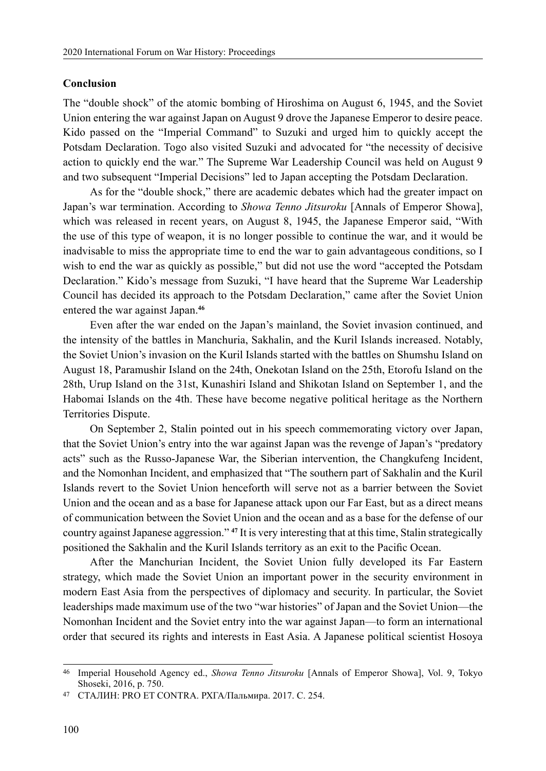**Conclusion**

The "double shock" of the atomic bombing of Hiroshima on August 6, 1945, and the Soviet Union entering the war against Japan on August 9 drove the Japanese Emperor to desire peace. Kido passed on the "Imperial Command" to Suzuki and urged him to quickly accept the Potsdam Declaration. Togo also visited Suzuki and advocated for "the necessity of decisive action to quickly end the war." The Supreme War Leadership Council was held on August 9 and two subsequent "Imperial Decisions" led to Japan accepting the Potsdam Declaration.

As for the "double shock," there are academic debates which had the greater impact on Japan's war termination. According to *Showa Tenno Jitsuroku* [Annals of Emperor Showa], which was released in recent years, on August 8, 1945, the Japanese Emperor said, "With the use of this type of weapon, it is no longer possible to continue the war, and it would be inadvisable to miss the appropriate time to end the war to gain advantageous conditions, so I wish to end the war as quickly as possible," but did not use the word "accepted the Potsdam Declaration." Kido's message from Suzuki, "I have heard that the Supreme War Leadership Council has decided its approach to the Potsdam Declaration," came after the Soviet Union entered the war against Japan.[46]

Even after the war ended on the Japan's mainland, the Soviet invasion continued, and the intensity of the battles in Manchuria, Sakhalin, and the Kuril Islands increased. Notably, the Soviet Union's invasion on the Kuril Islands started with the battles on Shumshu Island on August 18, Paramushir Island on the 24th, Onekotan Island on the 25th, Etorofu Island on the 28th, Urup Island on the 31st, Kunashiri Island and Shikotan Island on September 1, and the Habomai Islands on the 4th. These have become negative political heritage as the Northern Territories Dispute.

On September 2, Stalin pointed out in his speech commemorating victory over Japan, that the Soviet Union's entry into the war against Japan was the revenge of Japan's "predatory acts" such as the Russo-Japanese War, the Siberian intervention, the Changkufeng Incident, and the Nomonhan Incident, and emphasized that "The southern part of Sakhalin and the Kuril Islands revert to the Soviet Union henceforth will serve not as a barrier between the Soviet Union and the ocean and as a base for Japanese attack upon our Far East, but as a direct means of communication between the Soviet Union and the ocean and as a base for the defense of our country against Japanese aggression."[47] It is very interesting that at this time, Stalin strategically positioned the Sakhalin and the Kuril Islands territory as an exit to the Pacific Ocean.

After the Manchurian Incident, the Soviet Union fully developed its Far Eastern strategy, which made the Soviet Union an important power in the security environment in modern East Asia from the perspectives of diplomacy and security. In particular, the Soviet leaderships made maximum use of the two "war histories" of Japan and the Soviet Union—the Nomonhan Incident and the Soviet entry into the war against Japan—to form an international order that secured its rights and interests in East Asia. A Japanese political scientist Hosoya

---

[46] Imperial Household Agency ed., *Showa Tenno Jitsuroku* [Annals of Emperor Showa], Vol. 9, Tokyo Shoseki, 2016, p. 750.

[47] СТАЛИН: PRO ET CONTRA. РХГА/Пальмира. 2017. С. 254.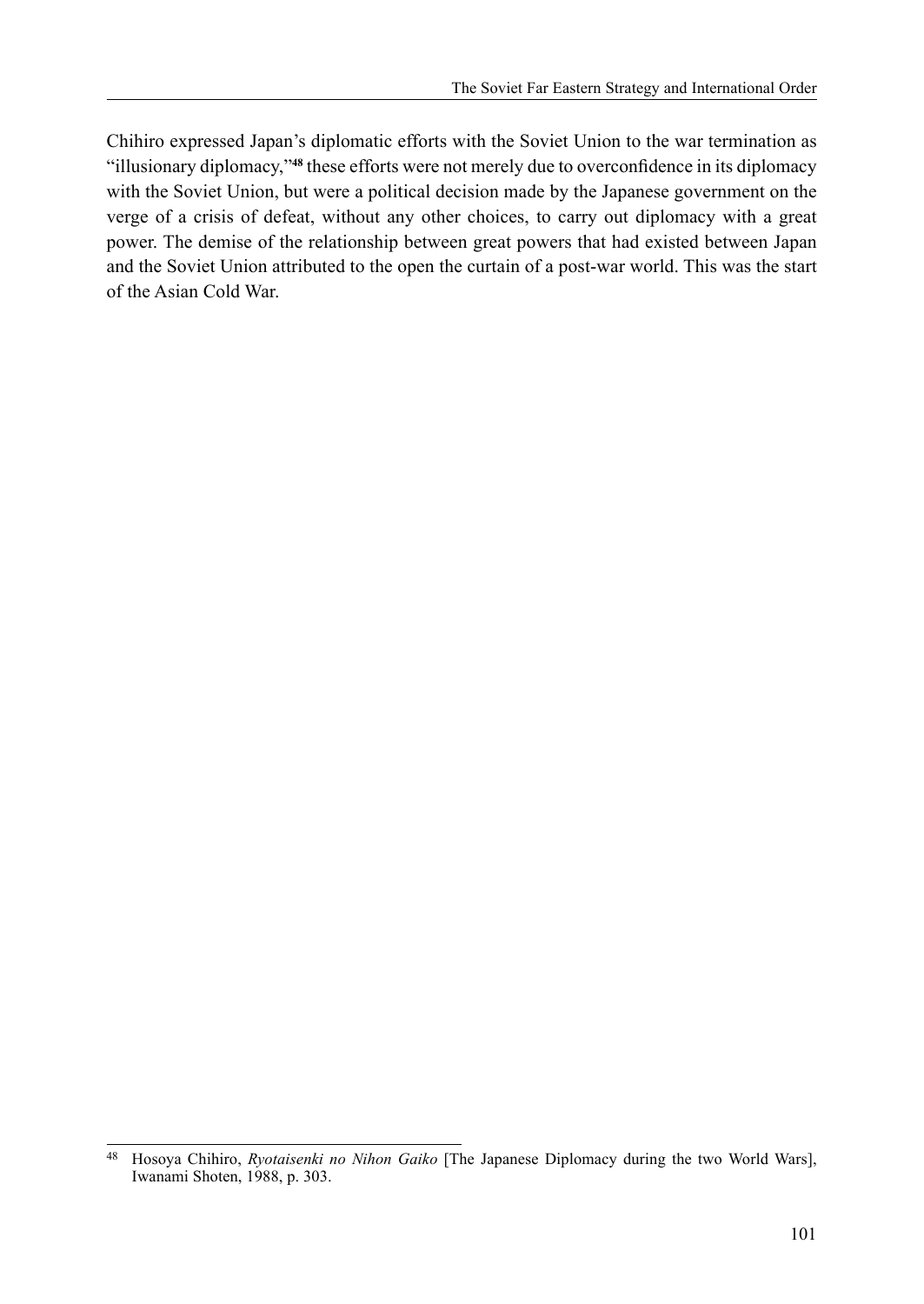Chihiro expressed Japan's diplomatic efforts with the Soviet Union to the war termination as "illusionary diplomacy,"[48] these efforts were not merely due to overconfidence in its diplomacy with the Soviet Union, but were a political decision made by the Japanese government on the verge of a crisis of defeat, without any other choices, to carry out diplomacy with a great power. The demise of the relationship between great powers that had existed between Japan and the Soviet Union attributed to the open the curtain of a post-war world. This was the start of the Asian Cold War.

---

[48] Hosoya Chihiro, *Ryotaisenki no Nihon Gaiko* [The Japanese Diplomacy during the two World Wars], Iwanami Shoten, 1988, p. 303.